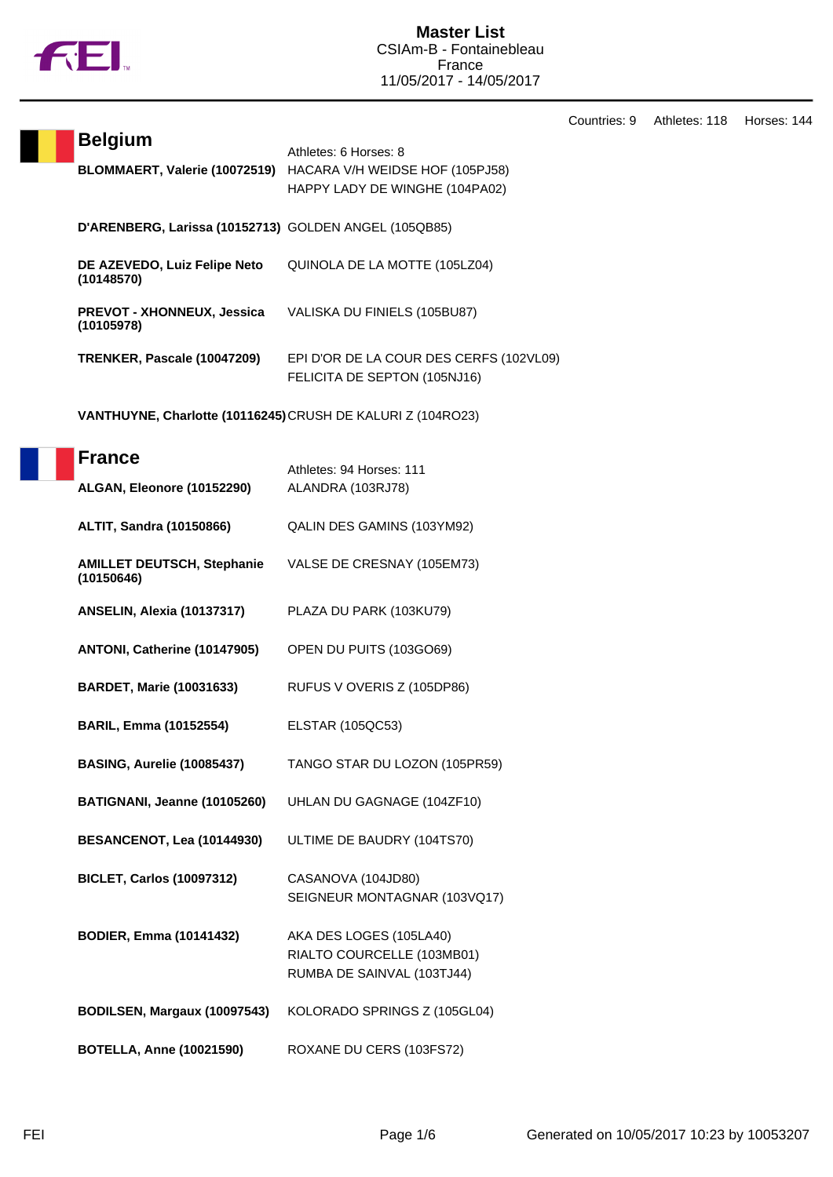# Master List

CSIAm-B - Fontainebleau
France
11/05/2017 - 14/05/2017

Countries: 9 Athletes: 118 Horses: 144

## Belgium

Athletes: 6 Horses: 8

| Athlete | Horses |
|---|---|
| **BLOMMAERT, Valerie (10072519)** | HACARA V/H WEIDSE HOF (105PJ58)<br>HAPPY LADY DE WINGHE (104PA02) |
| **D'ARENBERG, Larissa (10152713)** | GOLDEN ANGEL (105QB85) |
| **DE AZEVEDO, Luiz Felipe Neto (10148570)** | QUINOLA DE LA MOTTE (105LZ04) |
| **PREVOT - XHONNEUX, Jessica (10105978)** | VALISKA DU FINIELS (105BU87) |
| **TRENKER, Pascale (10047209)** | EPI D'OR DE LA COUR DES CERFS (102VL09)<br>FELICITA DE SEPTON (105NJ16) |
| **VANTHUYNE, Charlotte (10116245)** | CRUSH DE KALURI Z (104RO23) |

## France

Athletes: 94 Horses: 111

| Athlete | Horses |
|---|---|
| **ALGAN, Eleonore (10152290)** | ALANDRA (103RJ78) |
| **ALTIT, Sandra (10150866)** | QALIN DES GAMINS (103YM92) |
| **AMILLET DEUTSCH, Stephanie (10150646)** | VALSE DE CRESNAY (105EM73) |
| **ANSELIN, Alexia (10137317)** | PLAZA DU PARK (103KU79) |
| **ANTONI, Catherine (10147905)** | OPEN DU PUITS (103GO69) |
| **BARDET, Marie (10031633)** | RUFUS V OVERIS Z (105DP86) |
| **BARIL, Emma (10152554)** | ELSTAR (105QC53) |
| **BASING, Aurelie (10085437)** | TANGO STAR DU LOZON (105PR59) |
| **BATIGNANI, Jeanne (10105260)** | UHLAN DU GAGNAGE (104ZF10) |
| **BESANCENOT, Lea (10144930)** | ULTIME DE BAUDRY (104TS70) |
| **BICLET, Carlos (10097312)** | CASANOVA (104JD80)<br>SEIGNEUR MONTAGNAR (103VQ17) |
| **BODIER, Emma (10141432)** | AKA DES LOGES (105LA40)<br>RIALTO COURCELLE (103MB01)<br>RUMBA DE SAINVAL (103TJ44) |
| **BODILSEN, Margaux (10097543)** | KOLORADO SPRINGS Z (105GL04) |
| **BOTELLA, Anne (10021590)** | ROXANE DU CERS (103FS72) |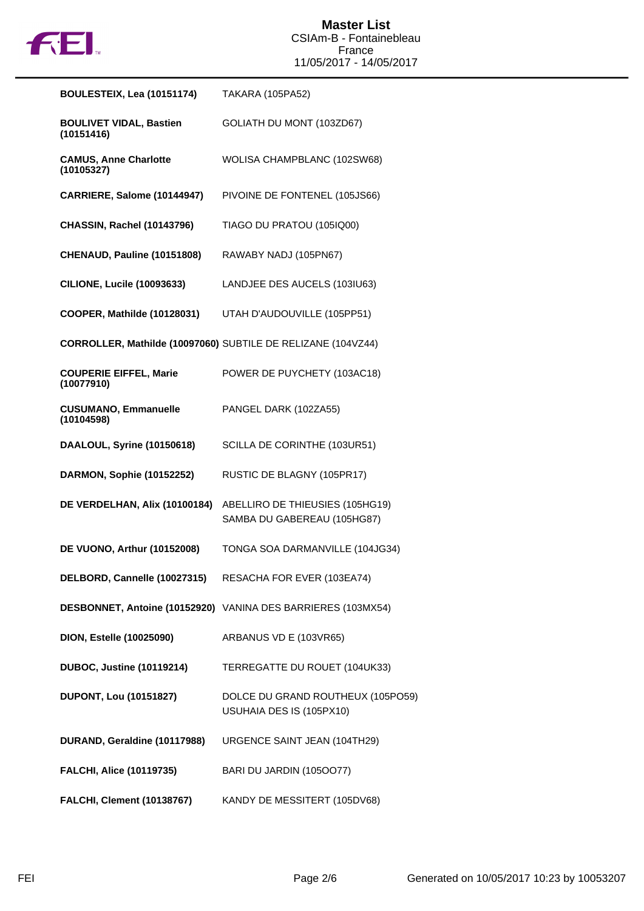| | |
|---|---|
| **BOULESTEIX, Lea (10151174)** | TAKARA (105PA52) |
| **BOULIVET VIDAL, Bastien (10151416)** | GOLIATH DU MONT (103ZD67) |
| **CAMUS, Anne Charlotte (10105327)** | WOLISA CHAMPBLANC (102SW68) |
| **CARRIERE, Salome (10144947)** | PIVOINE DE FONTENEL (105JS66) |
| **CHASSIN, Rachel (10143796)** | TIAGO DU PRATOU (105IQ00) |
| **CHENAUD, Pauline (10151808)** | RAWABY NADJ (105PN67) |
| **CILIONE, Lucile (10093633)** | LANDJEE DES AUCELS (103IU63) |
| **COOPER, Mathilde (10128031)** | UTAH D'AUDOUVILLE (105PP51) |
| **CORROLLER, Mathilde (10097060)** | SUBTILE DE RELIZANE (104VZ44) |
| **COUPERIE EIFFEL, Marie (10077910)** | POWER DE PUYCHETY (103AC18) |
| **CUSUMANO, Emmanuelle (10104598)** | PANGEL DARK (102ZA55) |
| **DAALOUL, Syrine (10150618)** | SCILLA DE CORINTHE (103UR51) |
| **DARMON, Sophie (10152252)** | RUSTIC DE BLAGNY (105PR17) |
| **DE VERDELHAN, Alix (10100184)** | ABELLIRO DE THIEUSIES (105HG19)<br>SAMBA DU GABEREAU (105HG87) |
| **DE VUONO, Arthur (10152008)** | TONGA SOA DARMANVILLE (104JG34) |
| **DELBORD, Cannelle (10027315)** | RESACHA FOR EVER (103EA74) |
| **DESBONNET, Antoine (10152920)** | VANINA DES BARRIERES (103MX54) |
| **DION, Estelle (10025090)** | ARBANUS VD E (103VR65) |
| **DUBOC, Justine (10119214)** | TERREGATTE DU ROUET (104UK33) |
| **DUPONT, Lou (10151827)** | DOLCE DU GRAND ROUTHEUX (105PO59)<br>USUHAIA DES IS (105PX10) |
| **DURAND, Geraldine (10117988)** | URGENCE SAINT JEAN (104TH29) |
| **FALCHI, Alice (10119735)** | BARI DU JARDIN (105OO77) |
| **FALCHI, Clement (10138767)** | KANDY DE MESSITERT (105DV68) |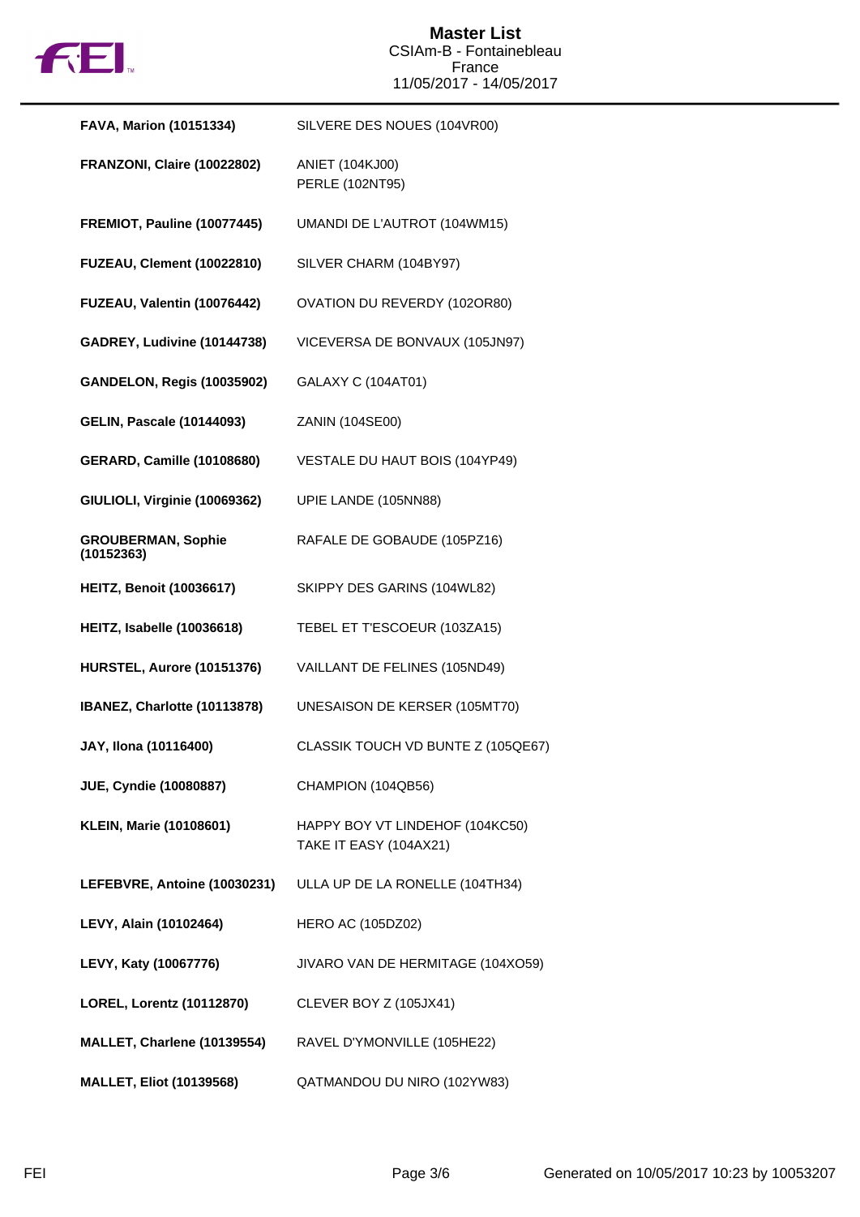# Master List
CSIAm-B - Fontainebleau
France
11/05/2017 - 14/05/2017

| | |
|---|---|
| **FAVA, Marion (10151334)** | SILVERE DES NOUES (104VR00) |
| **FRANZONI, Claire (10022802)** | ANIET (104KJ00)<br>PERLE (102NT95) |
| **FREMIOT, Pauline (10077445)** | UMANDI DE L'AUTROT (104WM15) |
| **FUZEAU, Clement (10022810)** | SILVER CHARM (104BY97) |
| **FUZEAU, Valentin (10076442)** | OVATION DU REVERDY (102OR80) |
| **GADREY, Ludivine (10144738)** | VICEVERSA DE BONVAUX (105JN97) |
| **GANDELON, Regis (10035902)** | GALAXY C (104AT01) |
| **GELIN, Pascale (10144093)** | ZANIN (104SE00) |
| **GERARD, Camille (10108680)** | VESTALE DU HAUT BOIS (104YP49) |
| **GIULIOLI, Virginie (10069362)** | UPIE LANDE (105NN88) |
| **GROUBERMAN, Sophie (10152363)** | RAFALE DE GOBAUDE (105PZ16) |
| **HEITZ, Benoit (10036617)** | SKIPPY DES GARINS (104WL82) |
| **HEITZ, Isabelle (10036618)** | TEBEL ET T'ESCOEUR (103ZA15) |
| **HURSTEL, Aurore (10151376)** | VAILLANT DE FELINES (105ND49) |
| **IBANEZ, Charlotte (10113878)** | UNESAISON DE KERSER (105MT70) |
| **JAY, Ilona (10116400)** | CLASSIK TOUCH VD BUNTE Z (105QE67) |
| **JUE, Cyndie (10080887)** | CHAMPION (104QB56) |
| **KLEIN, Marie (10108601)** | HAPPY BOY VT LINDEHOF (104KC50)<br>TAKE IT EASY (104AX21) |
| **LEFEBVRE, Antoine (10030231)** | ULLA UP DE LA RONELLE (104TH34) |
| **LEVY, Alain (10102464)** | HERO AC (105DZ02) |
| **LEVY, Katy (10067776)** | JIVARO VAN DE HERMITAGE (104XO59) |
| **LOREL, Lorentz (10112870)** | CLEVER BOY Z (105JX41) |
| **MALLET, Charlene (10139554)** | RAVEL D'YMONVILLE (105HE22) |
| **MALLET, Eliot (10139568)** | QATMANDOU DU NIRO (102YW83) |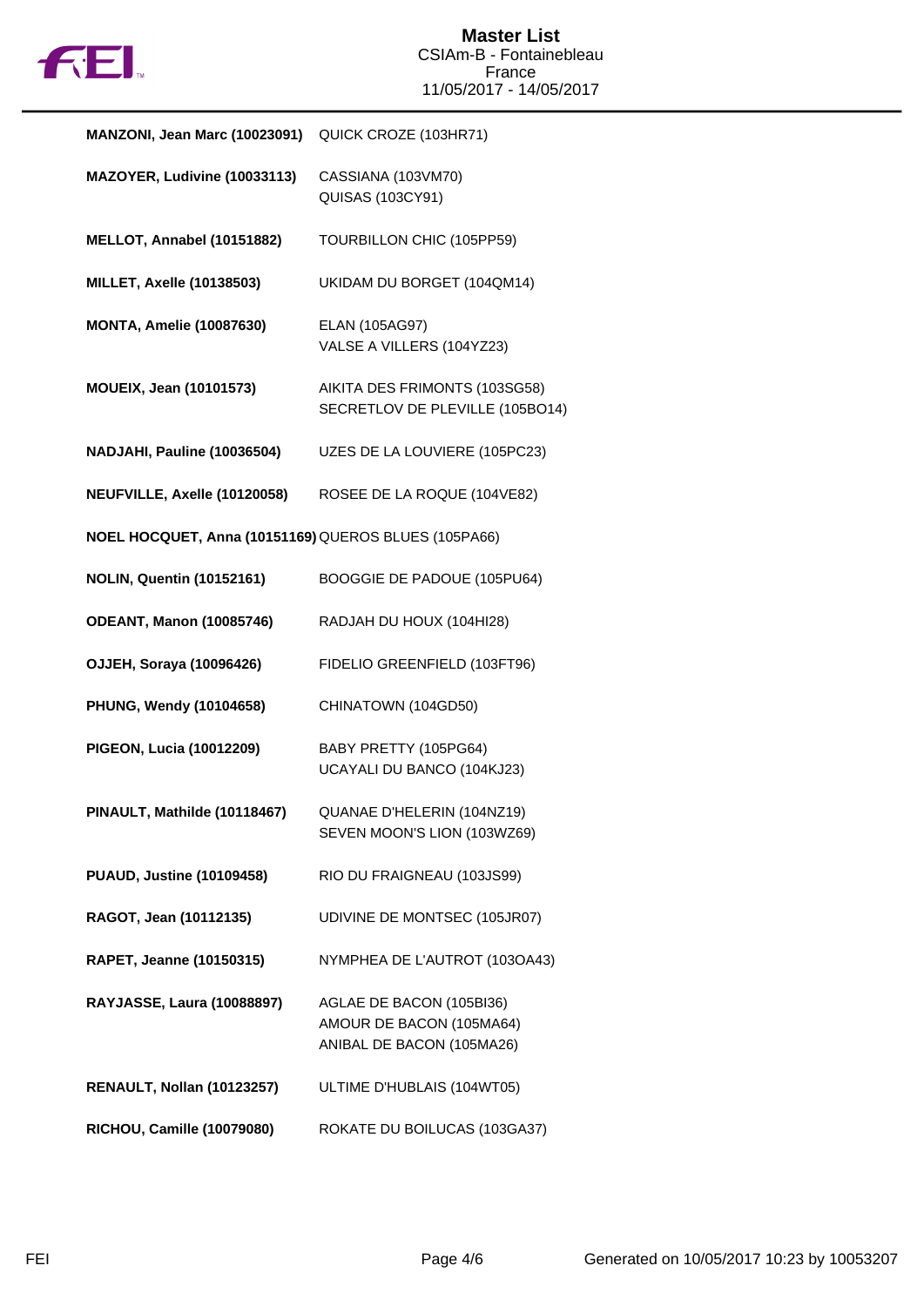| | |
|---|---|
| **MANZONI, Jean Marc (10023091)** | QUICK CROZE (103HR71) |
| **MAZOYER, Ludivine (10033113)** | CASSIANA (103VM70)<br>QUISAS (103CY91) |
| **MELLOT, Annabel (10151882)** | TOURBILLON CHIC (105PP59) |
| **MILLET, Axelle (10138503)** | UKIDAM DU BORGET (104QM14) |
| **MONTA, Amelie (10087630)** | ELAN (105AG97)<br>VALSE A VILLERS (104YZ23) |
| **MOUEIX, Jean (10101573)** | AIKITA DES FRIMONTS (103SG58)<br>SECRETLOV DE PLEVILLE (105BO14) |
| **NADJAHI, Pauline (10036504)** | UZES DE LA LOUVIERE (105PC23) |
| **NEUFVILLE, Axelle (10120058)** | ROSEE DE LA ROQUE (104VE82) |
| **NOEL HOCQUET, Anna (10151169)** | QUEROS BLUES (105PA66) |
| **NOLIN, Quentin (10152161)** | BOOGGIE DE PADOUE (105PU64) |
| **ODEANT, Manon (10085746)** | RADJAH DU HOUX (104HI28) |
| **OJJEH, Soraya (10096426)** | FIDELIO GREENFIELD (103FT96) |
| **PHUNG, Wendy (10104658)** | CHINATOWN (104GD50) |
| **PIGEON, Lucia (10012209)** | BABY PRETTY (105PG64)<br>UCAYALI DU BANCO (104KJ23) |
| **PINAULT, Mathilde (10118467)** | QUANAE D'HELERIN (104NZ19)<br>SEVEN MOON'S LION (103WZ69) |
| **PUAUD, Justine (10109458)** | RIO DU FRAIGNEAU (103JS99) |
| **RAGOT, Jean (10112135)** | UDIVINE DE MONTSEC (105JR07) |
| **RAPET, Jeanne (10150315)** | NYMPHEA DE L'AUTROT (103OA43) |
| **RAYJASSE, Laura (10088897)** | AGLAE DE BACON (105BI36)<br>AMOUR DE BACON (105MA64)<br>ANIBAL DE BACON (105MA26) |
| **RENAULT, Nollan (10123257)** | ULTIME D'HUBLAIS (104WT05) |
| **RICHOU, Camille (10079080)** | ROKATE DU BOILUCAS (103GA37) |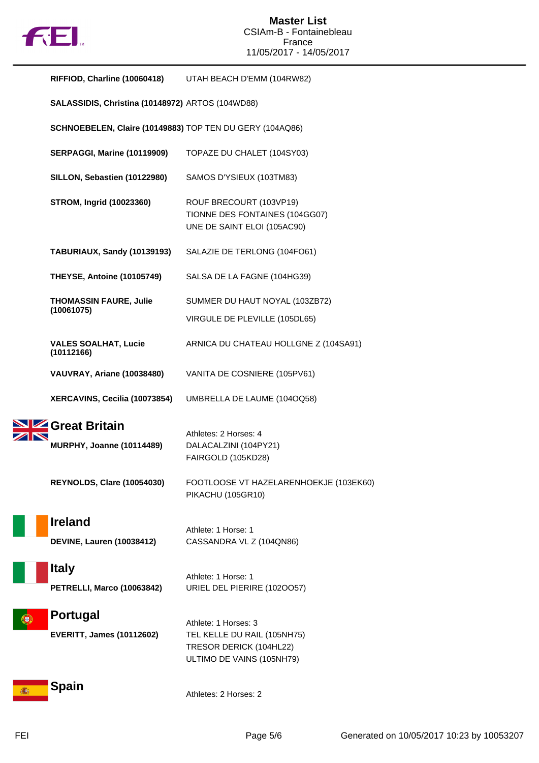| | |
|---|---|
| **RIFFIOD, Charline (10060418)** | UTAH BEACH D'EMM (104RW82) |
| **SALASSIDIS, Christina (10148972)** | ARTOS (104WD88) |
| **SCHNOEBELEN, Claire (10149883)** | TOP TEN DU GERY (104AQ86) |
| **SERPAGGI, Marine (10119909)** | TOPAZE DU CHALET (104SY03) |
| **SILLON, Sebastien (10122980)** | SAMOS D'YSIEUX (103TM83) |
| **STROM, Ingrid (10023360)** | ROUF BRECOURT (103VP19)<br>TIONNE DES FONTAINES (104GG07)<br>UNE DE SAINT ELOI (105AC90) |
| **TABURIAUX, Sandy (10139193)** | SALAZIE DE TERLONG (104FO61) |
| **THEYSE, Antoine (10105749)** | SALSA DE LA FAGNE (104HG39) |
| **THOMASSIN FAURE, Julie (10061075)** | SUMMER DU HAUT NOYAL (103ZB72)<br>VIRGULE DE PLEVILLE (105DL65) |
| **VALES SOALHAT, Lucie (10112166)** | ARNICA DU CHATEAU HOLLGNE Z (104SA91) |
| **VAUVRAY, Ariane (10038480)** | VANITA DE COSNIERE (105PV61) |
| **XERCAVINS, Cecilia (10073854)** | UMBRELLA DE LAUME (104OQ58) |

## Great Britain

Athletes: 2 Horses: 4

| | |
|---|---|
| **MURPHY, Joanne (10114489)** | DALACALZINI (104PY21)<br>FAIRGOLD (105KD28) |
| **REYNOLDS, Clare (10054030)** | FOOTLOOSE VT HAZELARENHOEKJE (103EK60)<br>PIKACHU (105GR10) |

## Ireland

Athlete: 1 Horse: 1

| | |
|---|---|
| **DEVINE, Lauren (10038412)** | CASSANDRA VL Z (104QN86) |

## Italy

Athlete: 1 Horse: 1

| | |
|---|---|
| **PETRELLI, Marco (10063842)** | URIEL DEL PIERIRE (102OO57) |

## Portugal

Athlete: 1 Horses: 3

| | |
|---|---|
| **EVERITT, James (10112602)** | TEL KELLE DU RAIL (105NH75)<br>TRESOR DERICK (104HL22)<br>ULTIMO DE VAINS (105NH79) |

## Spain

Athletes: 2 Horses: 2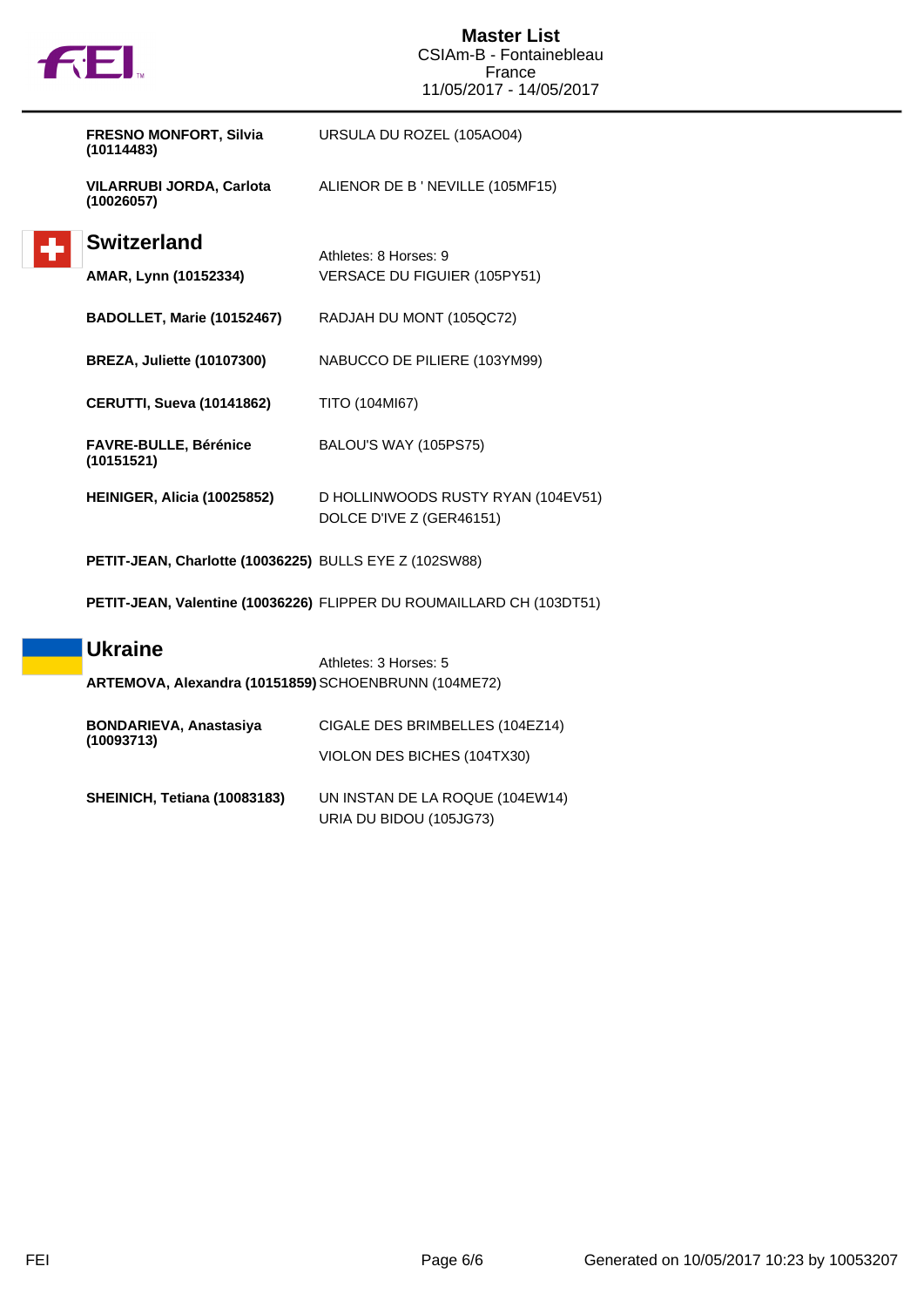| | |
|---|---|
| **FRESNO MONFORT, Silvia (10114483)** | URSULA DU ROZEL (105AO04) |
| **VILARRUBI JORDA, Carlota (10026057)** | ALIENOR DE B ' NEVILLE (105MF15) |

## Switzerland

Athletes: 8 Horses: 9

| | |
|---|---|
| **AMAR, Lynn (10152334)** | VERSACE DU FIGUIER (105PY51) |
| **BADOLLET, Marie (10152467)** | RADJAH DU MONT (105QC72) |
| **BREZA, Juliette (10107300)** | NABUCCO DE PILIERE (103YM99) |
| **CERUTTI, Sueva (10141862)** | TITO (104MI67) |
| **FAVRE-BULLE, Bérénice (10151521)** | BALOU'S WAY (105PS75) |
| **HEINIGER, Alicia (10025852)** | D HOLLINWOODS RUSTY RYAN (104EV51)<br>DOLCE D'IVE Z (GER46151) |
| **PETIT-JEAN, Charlotte (10036225)** | BULLS EYE Z (102SW88) |
| **PETIT-JEAN, Valentine (10036226)** | FLIPPER DU ROUMAILLARD CH (103DT51) |

## Ukraine

Athletes: 3 Horses: 5

| | |
|---|---|
| **ARTEMOVA, Alexandra (10151859)** | SCHOENBRUNN (104ME72) |
| **BONDARIEVA, Anastasiya (10093713)** | CIGALE DES BRIMBELLES (104EZ14)<br>VIOLON DES BICHES (104TX30) |
| **SHEINICH, Tetiana (10083183)** | UN INSTAN DE LA ROQUE (104EW14)<br>URIA DU BIDOU (105JG73) |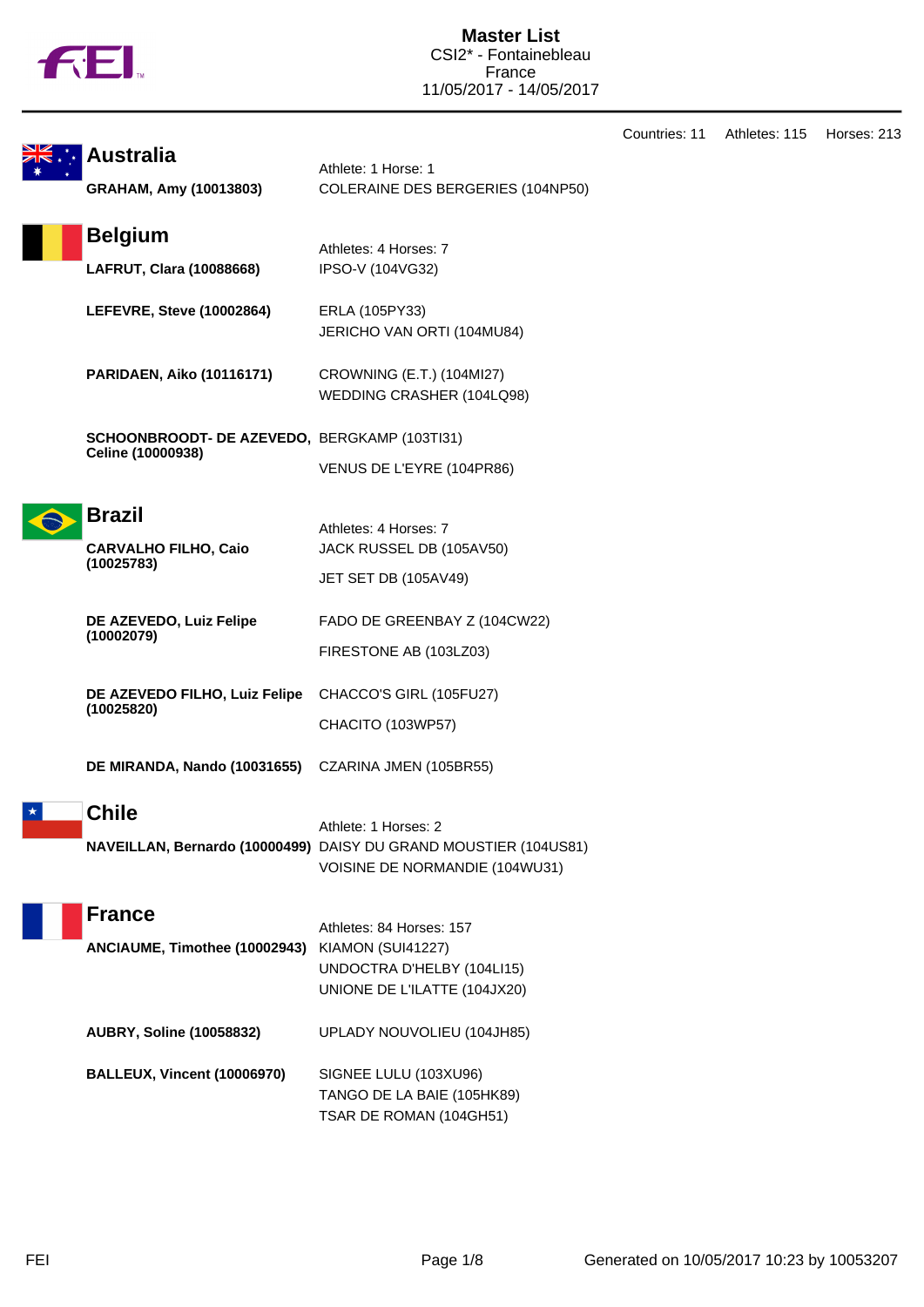# Master List
CSI2* - Fontainebleau
France
11/05/2017 - 14/05/2017

Countries: 11 Athletes: 115 Horses: 213

## Australia

Athlete: 1 Horse: 1

**GRAHAM, Amy (10013803)**
COLERAINE DES BERGERIES (104NP50)

## Belgium

Athletes: 4 Horses: 7

**LAFRUT, Clara (10088668)**
IPSO-V (104VG32)

**LEFEVRE, Steve (10002864)**
ERLA (105PY33)
JERICHO VAN ORTI (104MU84)

**PARIDAEN, Aiko (10116171)**
CROWNING (E.T.) (104MI27)
WEDDING CRASHER (104LQ98)

**SCHOONBROODT- DE AZEVEDO, Celine (10000938)**
BERGKAMP (103TI31)
VENUS DE L'EYRE (104PR86)

## Brazil

Athletes: 4 Horses: 7

**CARVALHO FILHO, Caio (10025783)**
JACK RUSSEL DB (105AV50)
JET SET DB (105AV49)

**DE AZEVEDO, Luiz Felipe (10002079)**
FADO DE GREENBAY Z (104CW22)
FIRESTONE AB (103LZ03)

**DE AZEVEDO FILHO, Luiz Felipe (10025820)**
CHACCO'S GIRL (105FU27)
CHACITO (103WP57)

**DE MIRANDA, Nando (10031655)**
CZARINA JMEN (105BR55)

## Chile

Athlete: 1 Horses: 2

**NAVEILLAN, Bernardo (10000499)**
DAISY DU GRAND MOUSTIER (104US81)
VOISINE DE NORMANDIE (104WU31)

## France

Athletes: 84 Horses: 157

**ANCIAUME, Timothee (10002943)**
KIAMON (SUI41227)
UNDOCTRA D'HELBY (104LI15)
UNIONE DE L'ILATTE (104JX20)

**AUBRY, Soline (10058832)**
UPLADY NOUVOLIEU (104JH85)

**BALLEUX, Vincent (10006970)**
SIGNEE LULU (103XU96)
TANGO DE LA BAIE (105HK89)
TSAR DE ROMAN (104GH51)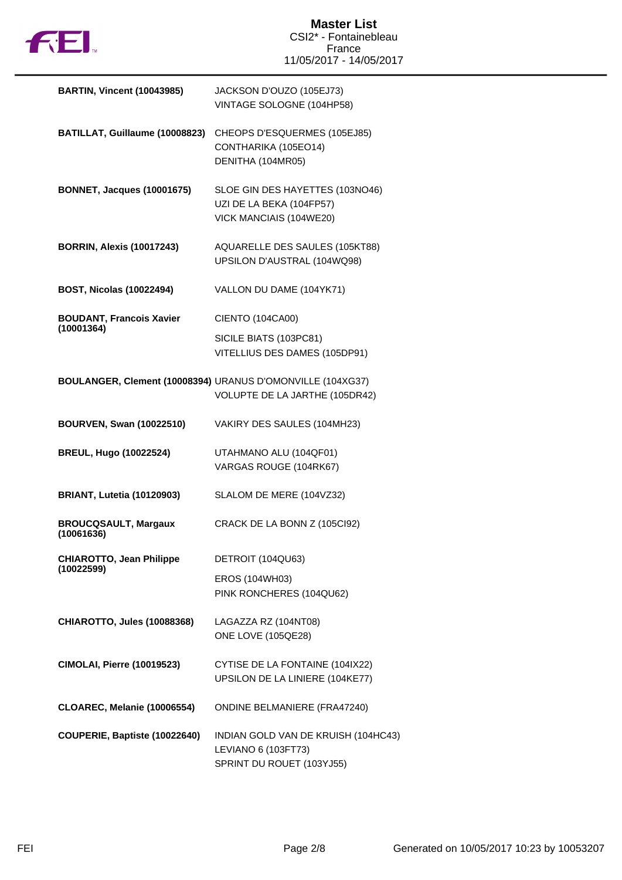# Master List

CSI2* - Fontainebleau
France
11/05/2017 - 14/05/2017

| Rider | Horses |
|---|---|
| **BARTIN, Vincent (10043985)** | JACKSON D'OUZO (105EJ73)<br>VINTAGE SOLOGNE (104HP58) |
| **BATILLAT, Guillaume (10008823)** | CHEOPS D'ESQUERMES (105EJ85)<br>CONTHARIKA (105EO14)<br>DENITHA (104MR05) |
| **BONNET, Jacques (10001675)** | SLOE GIN DES HAYETTES (103NO46)<br>UZI DE LA BEKA (104FP57)<br>VICK MANCIAIS (104WE20) |
| **BORRIN, Alexis (10017243)** | AQUARELLE DES SAULES (105KT88)<br>UPSILON D'AUSTRAL (104WQ98) |
| **BOST, Nicolas (10022494)** | VALLON DU DAME (104YK71) |
| **BOUDANT, Francois Xavier (10001364)** | CIENTO (104CA00)<br>SICILE BIATS (103PC81)<br>VITELLIUS DES DAMES (105DP91) |
| **BOULANGER, Clement (10008394)** | URANUS D'OMONVILLE (104XG37)<br>VOLUPTE DE LA JARTHE (105DR42) |
| **BOURVEN, Swan (10022510)** | VAKIRY DES SAULES (104MH23) |
| **BREUL, Hugo (10022524)** | UTAHMANO ALU (104QF01)<br>VARGAS ROUGE (104RK67) |
| **BRIANT, Lutetia (10120903)** | SLALOM DE MERE (104VZ32) |
| **BROUCQSAULT, Margaux (10061636)** | CRACK DE LA BONN Z (105CI92) |
| **CHIAROTTO, Jean Philippe (10022599)** | DETROIT (104QU63)<br>EROS (104WH03)<br>PINK RONCHERES (104QU62) |
| **CHIAROTTO, Jules (10088368)** | LAGAZZA RZ (104NT08)<br>ONE LOVE (105QE28) |
| **CIMOLAI, Pierre (10019523)** | CYTISE DE LA FONTAINE (104IX22)<br>UPSILON DE LA LINIERE (104KE77) |
| **CLOAREC, Melanie (10006554)** | ONDINE BELMANIERE (FRA47240) |
| **COUPERIE, Baptiste (10022640)** | INDIAN GOLD VAN DE KRUISH (104HC43)<br>LEVIANO 6 (103FT73)<br>SPRINT DU ROUET (103YJ55) |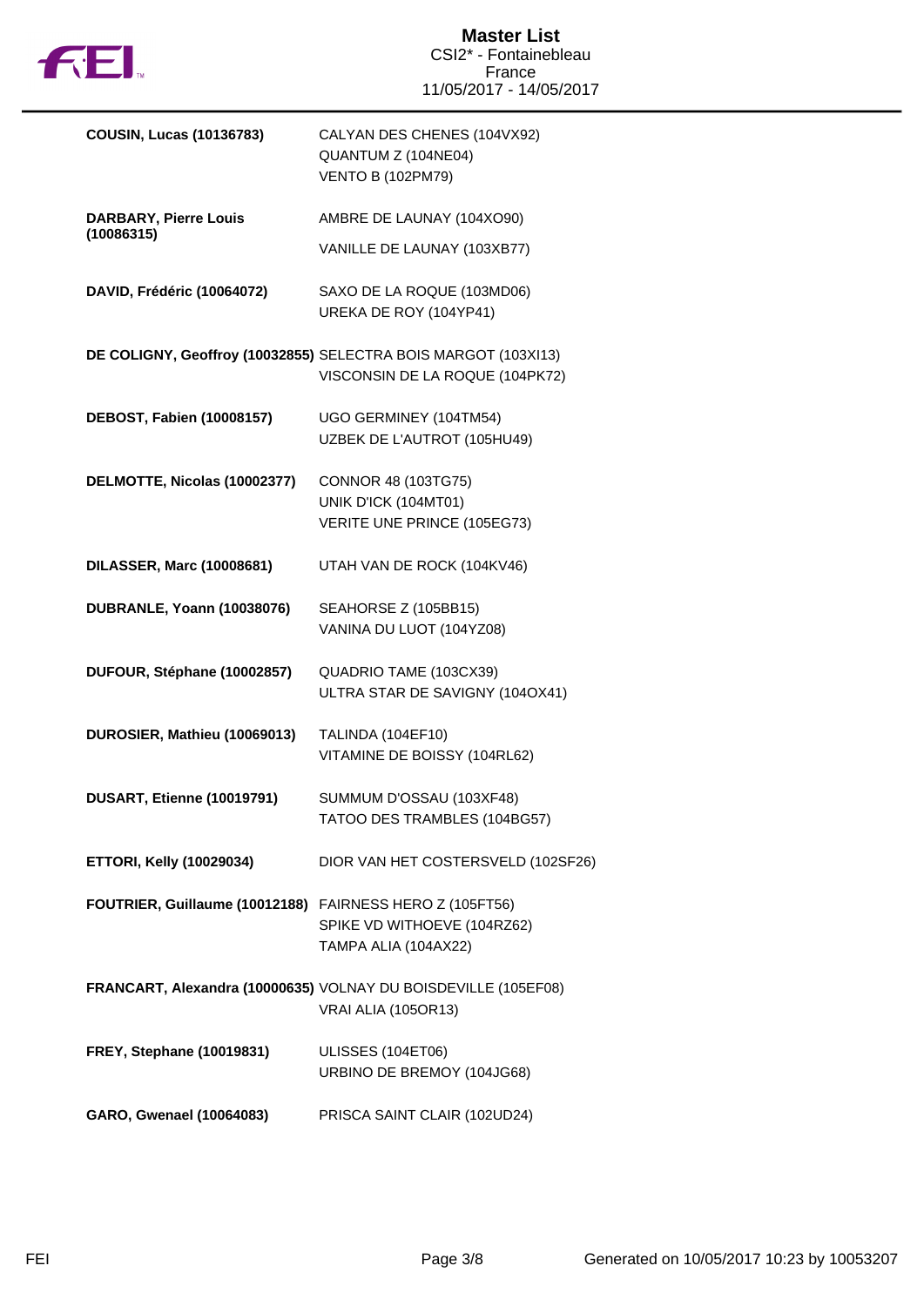| Rider | Horses |
|---|---|
| **COUSIN, Lucas (10136783)** | CALYAN DES CHENES (104VX92)<br>QUANTUM Z (104NE04)<br>VENTO B (102PM79) |
| **DARBARY, Pierre Louis (10086315)** | AMBRE DE LAUNAY (104XO90)<br>VANILLE DE LAUNAY (103XB77) |
| **DAVID, Frédéric (10064072)** | SAXO DE LA ROQUE (103MD06)<br>UREKA DE ROY (104YP41) |
| **DE COLIGNY, Geoffroy (10032855)** | SELECTRA BOIS MARGOT (103XI13)<br>VISCONSIN DE LA ROQUE (104PK72) |
| **DEBOST, Fabien (10008157)** | UGO GERMINEY (104TM54)<br>UZBEK DE L'AUTROT (105HU49) |
| **DELMOTTE, Nicolas (10002377)** | CONNOR 48 (103TG75)<br>UNIK D'ICK (104MT01)<br>VERITE UNE PRINCE (105EG73) |
| **DILASSER, Marc (10008681)** | UTAH VAN DE ROCK (104KV46) |
| **DUBRANLE, Yoann (10038076)** | SEAHORSE Z (105BB15)<br>VANINA DU LUOT (104YZ08) |
| **DUFOUR, Stéphane (10002857)** | QUADRIO TAME (103CX39)<br>ULTRA STAR DE SAVIGNY (104OX41) |
| **DUROSIER, Mathieu (10069013)** | TALINDA (104EF10)<br>VITAMINE DE BOISSY (104RL62) |
| **DUSART, Etienne (10019791)** | SUMMUM D'OSSAU (103XF48)<br>TATOO DES TRAMBLES (104BG57) |
| **ETTORI, Kelly (10029034)** | DIOR VAN HET COSTERSVELD (102SF26) |
| **FOUTRIER, Guillaume (10012188)** | FAIRNESS HERO Z (105FT56)<br>SPIKE VD WITHOEVE (104RZ62)<br>TAMPA ALIA (104AX22) |
| **FRANCART, Alexandra (10000635)** | VOLNAY DU BOISDEVILLE (105EF08)<br>VRAI ALIA (105OR13) |
| **FREY, Stephane (10019831)** | ULISSES (104ET06)<br>URBINO DE BREMOY (104JG68) |
| **GARO, Gwenael (10064083)** | PRISCA SAINT CLAIR (102UD24) |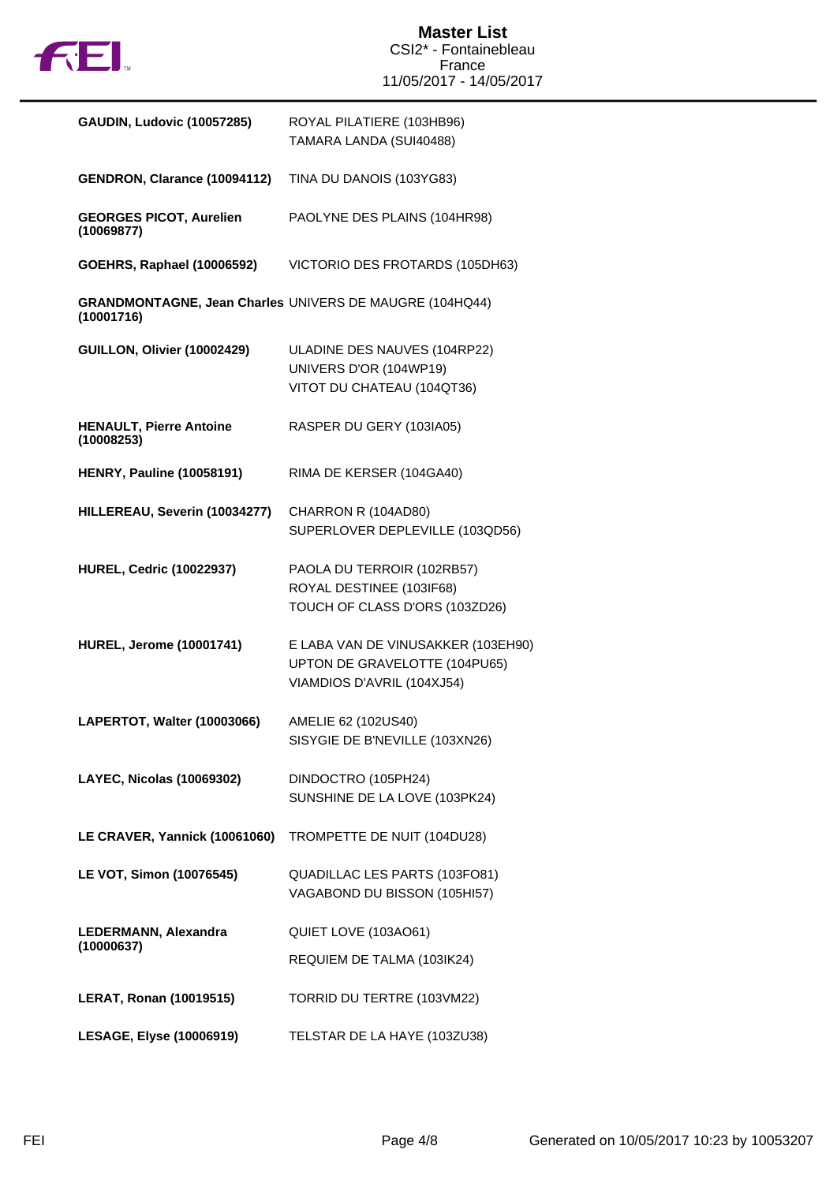# Master List

CSI2* - Fontainebleau
France
11/05/2017 - 14/05/2017

| Rider | Horses |
|---|---|
| **GAUDIN, Ludovic (10057285)** | ROYAL PILATIERE (103HB96)<br>TAMARA LANDA (SUI40488) |
| **GENDRON, Clarance (10094112)** | TINA DU DANOIS (103YG83) |
| **GEORGES PICOT, Aurelien (10069877)** | PAOLYNE DES PLAINS (104HR98) |
| **GOEHRS, Raphael (10006592)** | VICTORIO DES FROTARDS (105DH63) |
| **GRANDMONTAGNE, Jean Charles (10001716)** | UNIVERS DE MAUGRE (104HQ44) |
| **GUILLON, Olivier (10002429)** | ULADINE DES NAUVES (104RP22)<br>UNIVERS D'OR (104WP19)<br>VITOT DU CHATEAU (104QT36) |
| **HENAULT, Pierre Antoine (10008253)** | RASPER DU GERY (103IA05) |
| **HENRY, Pauline (10058191)** | RIMA DE KERSER (104GA40) |
| **HILLEREAU, Severin (10034277)** | CHARRON R (104AD80)<br>SUPERLOVER DEPLEVILLE (103QD56) |
| **HUREL, Cedric (10022937)** | PAOLA DU TERROIR (102RB57)<br>ROYAL DESTINEE (103IF68)<br>TOUCH OF CLASS D'ORS (103ZD26) |
| **HUREL, Jerome (10001741)** | E LABA VAN DE VINUSAKKER (103EH90)<br>UPTON DE GRAVELOTTE (104PU65)<br>VIAMDIOS D'AVRIL (104XJ54) |
| **LAPERTOT, Walter (10003066)** | AMELIE 62 (102US40)<br>SISYGIE DE B'NEVILLE (103XN26) |
| **LAYEC, Nicolas (10069302)** | DINDOCTRO (105PH24)<br>SUNSHINE DE LA LOVE (103PK24) |
| **LE CRAVER, Yannick (10061060)** | TROMPETTE DE NUIT (104DU28) |
| **LE VOT, Simon (10076545)** | QUADILLAC LES PARTS (103FO81)<br>VAGABOND DU BISSON (105HI57) |
| **LEDERMANN, Alexandra (10000637)** | QUIET LOVE (103AO61)<br>REQUIEM DE TALMA (103IK24) |
| **LERAT, Ronan (10019515)** | TORRID DU TERTRE (103VM22) |
| **LESAGE, Elyse (10006919)** | TELSTAR DE LA HAYE (103ZU38) |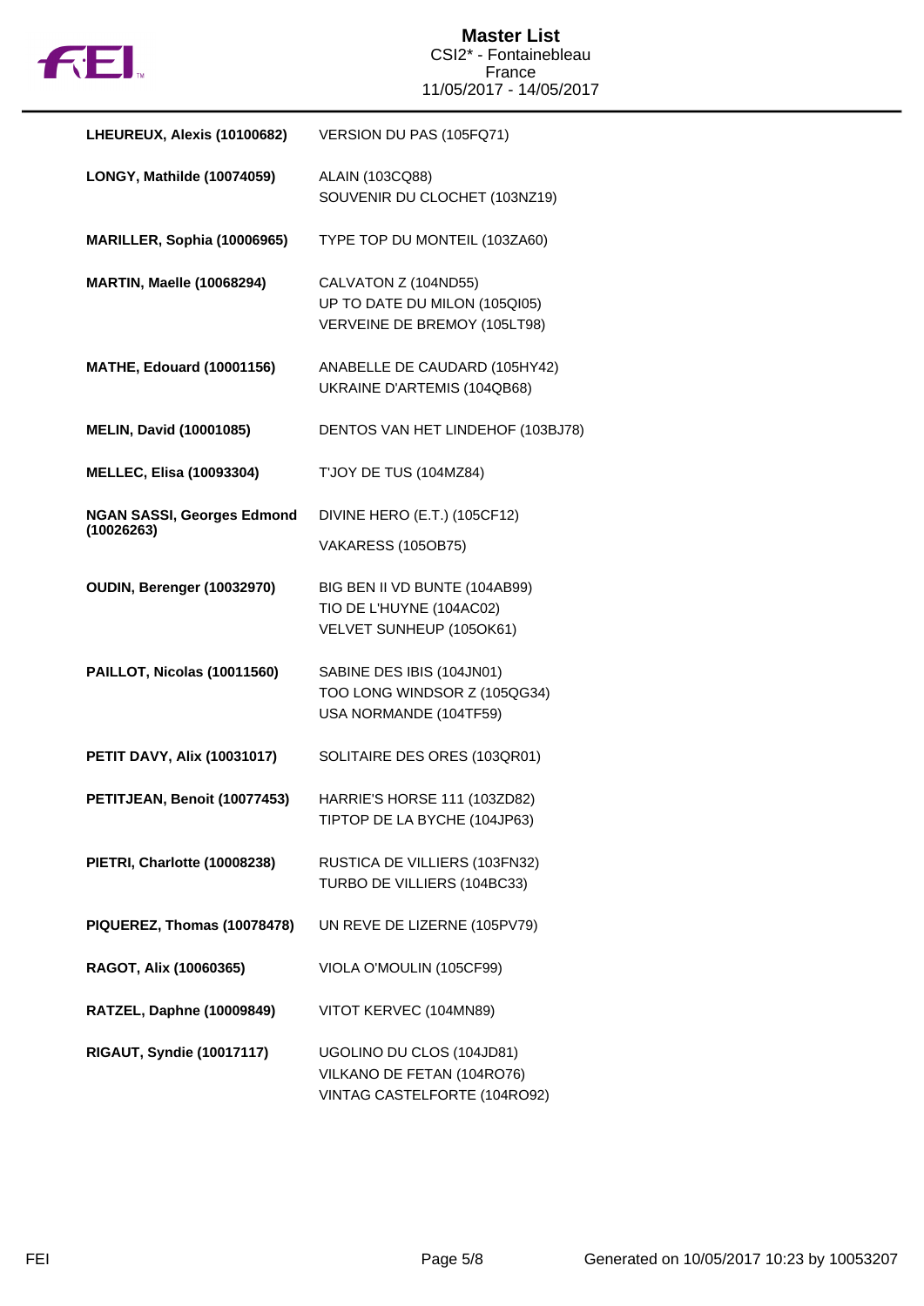| Rider | Horses |
| --- | --- |
| **LHEUREUX, Alexis (10100682)** | VERSION DU PAS (105FQ71) |
| **LONGY, Mathilde (10074059)** | ALAIN (103CQ88)<br>SOUVENIR DU CLOCHET (103NZ19) |
| **MARILLER, Sophia (10006965)** | TYPE TOP DU MONTEIL (103ZA60) |
| **MARTIN, Maelle (10068294)** | CALVATON Z (104ND55)<br>UP TO DATE DU MILON (105QI05)<br>VERVEINE DE BREMOY (105LT98) |
| **MATHE, Edouard (10001156)** | ANABELLE DE CAUDARD (105HY42)<br>UKRAINE D'ARTEMIS (104QB68) |
| **MELIN, David (10001085)** | DENTOS VAN HET LINDEHOF (103BJ78) |
| **MELLEC, Elisa (10093304)** | T'JOY DE TUS (104MZ84) |
| **NGAN SASSI, Georges Edmond (10026263)** | DIVINE HERO (E.T.) (105CF12)<br>VAKARESS (105OB75) |
| **OUDIN, Berenger (10032970)** | BIG BEN II VD BUNTE (104AB99)<br>TIO DE L'HUYNE (104AC02)<br>VELVET SUNHEUP (105OK61) |
| **PAILLOT, Nicolas (10011560)** | SABINE DES IBIS (104JN01)<br>TOO LONG WINDSOR Z (105QG34)<br>USA NORMANDE (104TF59) |
| **PETIT DAVY, Alix (10031017)** | SOLITAIRE DES ORES (103QR01) |
| **PETITJEAN, Benoit (10077453)** | HARRIE'S HORSE 111 (103ZD82)<br>TIPTOP DE LA BYCHE (104JP63) |
| **PIETRI, Charlotte (10008238)** | RUSTICA DE VILLIERS (103FN32)<br>TURBO DE VILLIERS (104BC33) |
| **PIQUEREZ, Thomas (10078478)** | UN REVE DE LIZERNE (105PV79) |
| **RAGOT, Alix (10060365)** | VIOLA O'MOULIN (105CF99) |
| **RATZEL, Daphne (10009849)** | VITOT KERVEC (104MN89) |
| **RIGAUT, Syndie (10017117)** | UGOLINO DU CLOS (104JD81)<br>VILKANO DE FETAN (104RO76)<br>VINTAG CASTELFORTE (104RO92) |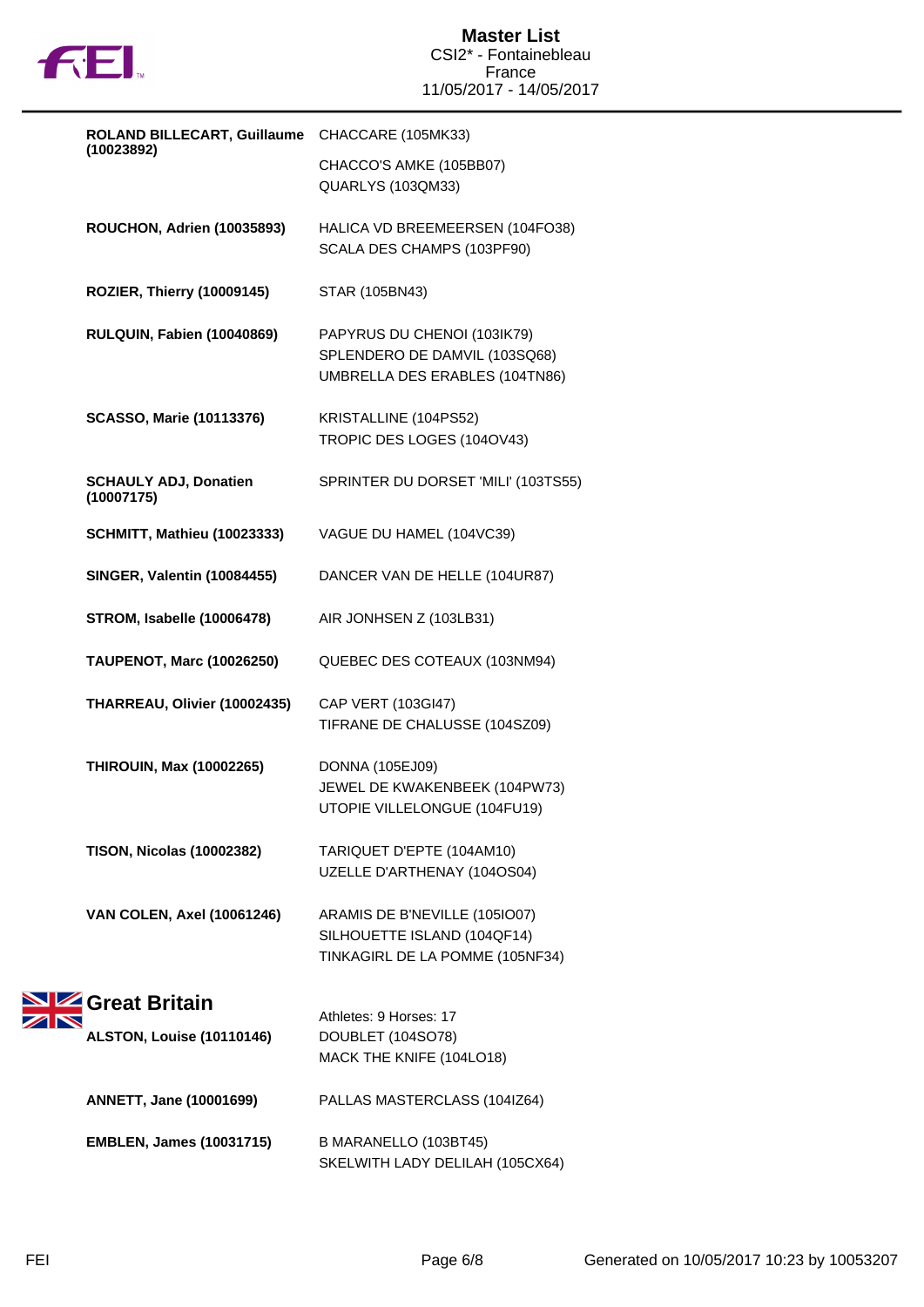| | |
|---|---|
| **ROLAND BILLECART, Guillaume (10023892)** | CHACCARE (105MK33) |
| | CHACCO'S AMKE (105BB07) |
| | QUARLYS (103QM33) |
| **ROUCHON, Adrien (10035893)** | HALICA VD BREEMEERSEN (104FO38) |
| | SCALA DES CHAMPS (103PF90) |
| **ROZIER, Thierry (10009145)** | STAR (105BN43) |
| **RULQUIN, Fabien (10040869)** | PAPYRUS DU CHENOI (103IK79) |
| | SPLENDERO DE DAMVIL (103SQ68) |
| | UMBRELLA DES ERABLES (104TN86) |
| **SCASSO, Marie (10113376)** | KRISTALLINE (104PS52) |
| | TROPIC DES LOGES (104OV43) |
| **SCHAULY ADJ, Donatien (10007175)** | SPRINTER DU DORSET 'MILI' (103TS55) |
| **SCHMITT, Mathieu (10023333)** | VAGUE DU HAMEL (104VC39) |
| **SINGER, Valentin (10084455)** | DANCER VAN DE HELLE (104UR87) |
| **STROM, Isabelle (10006478)** | AIR JONHSEN Z (103LB31) |
| **TAUPENOT, Marc (10026250)** | QUEBEC DES COTEAUX (103NM94) |
| **THARREAU, Olivier (10002435)** | CAP VERT (103GI47) |
| | TIFRANE DE CHALUSSE (104SZ09) |
| **THIROUIN, Max (10002265)** | DONNA (105EJ09) |
| | JEWEL DE KWAKENBEEK (104PW73) |
| | UTOPIE VILLELONGUE (104FU19) |
| **TISON, Nicolas (10002382)** | TARIQUET D'EPTE (104AM10) |
| | UZELLE D'ARTHENAY (104OS04) |
| **VAN COLEN, Axel (10061246)** | ARAMIS DE B'NEVILLE (105IO07) |
| | SILHOUETTE ISLAND (104QF14) |
| | TINKAGIRL DE LA POMME (105NF34) |

## Great Britain

Athletes: 9 Horses: 17

| | |
|---|---|
| **ALSTON, Louise (10110146)** | DOUBLET (104SO78) |
| | MACK THE KNIFE (104LO18) |
| **ANNETT, Jane (10001699)** | PALLAS MASTERCLASS (104IZ64) |
| **EMBLEN, James (10031715)** | B MARANELLO (103BT45) |
| | SKELWITH LADY DELILAH (105CX64) |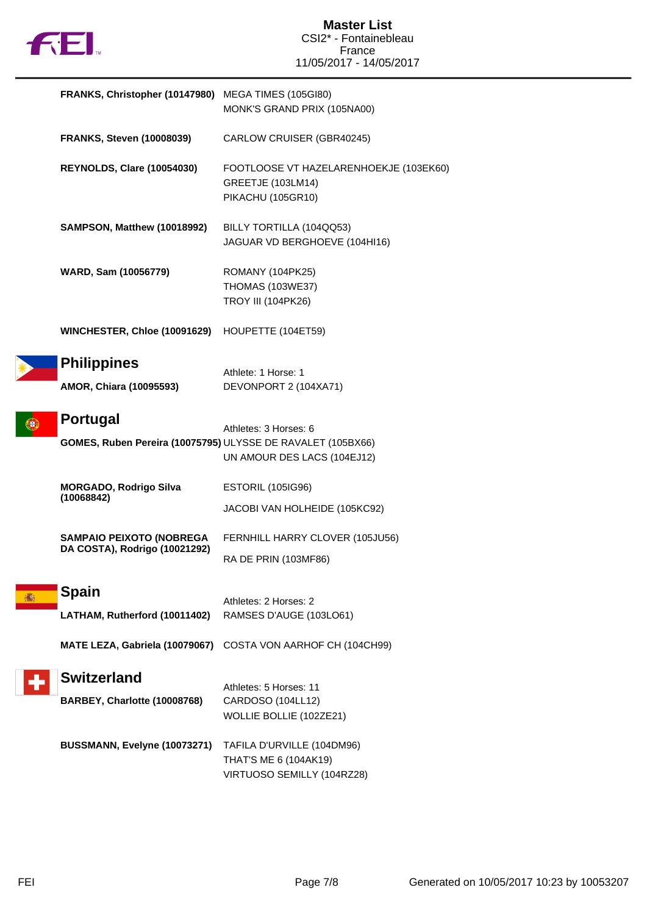FRANKS, Christopher (10147980) — MEGA TIMES (105GI80)
MONK'S GRAND PRIX (105NA00)

**FRANKS, Steven (10008039)** — CARLOW CRUISER (GBR40245)

**REYNOLDS, Clare (10054030)** — FOOTLOOSE VT HAZELARENHOEKJE (103EK60)
GREETJE (103LM14)
PIKACHU (105GR10)

**SAMPSON, Matthew (10018992)** — BILLY TORTILLA (104QQ53)
JAGUAR VD BERGHOEVE (104HI16)

**WARD, Sam (10056779)** — ROMANY (104PK25)
THOMAS (103WE37)
TROY III (104PK26)

**WINCHESTER, Chloe (10091629)** — HOUPETTE (104ET59)

## Philippines

Athlete: 1 Horse: 1

**AMOR, Chiara (10095593)** — DEVONPORT 2 (104XA71)

## Portugal

Athletes: 3 Horses: 6

**GOMES, Ruben Pereira (10075795)** — ULYSSE DE RAVALET (105BX66)
UN AMOUR DES LACS (104EJ12)

**MORGADO, Rodrigo Silva (10068842)** — ESTORIL (105IG96)
JACOBI VAN HOLHEIDE (105KC92)

**SAMPAIO PEIXOTO (NOBREGA DA COSTA), Rodrigo (10021292)** — FERNHILL HARRY CLOVER (105JU56)
RA DE PRIN (103MF86)

## Spain

Athletes: 2 Horses: 2

**LATHAM, Rutherford (10011402)** — RAMSES D'AUGE (103LO61)

**MATE LEZA, Gabriela (10079067)** — COSTA VON AARHOF CH (104CH99)

## Switzerland

Athletes: 5 Horses: 11

**BARBEY, Charlotte (10008768)** — CARDOSO (104LL12)
WOLLIE BOLLIE (102ZE21)

**BUSSMANN, Evelyne (10073271)** — TAFILA D'URVILLE (104DM96)
THAT'S ME 6 (104AK19)
VIRTUOSO SEMILLY (104RZ28)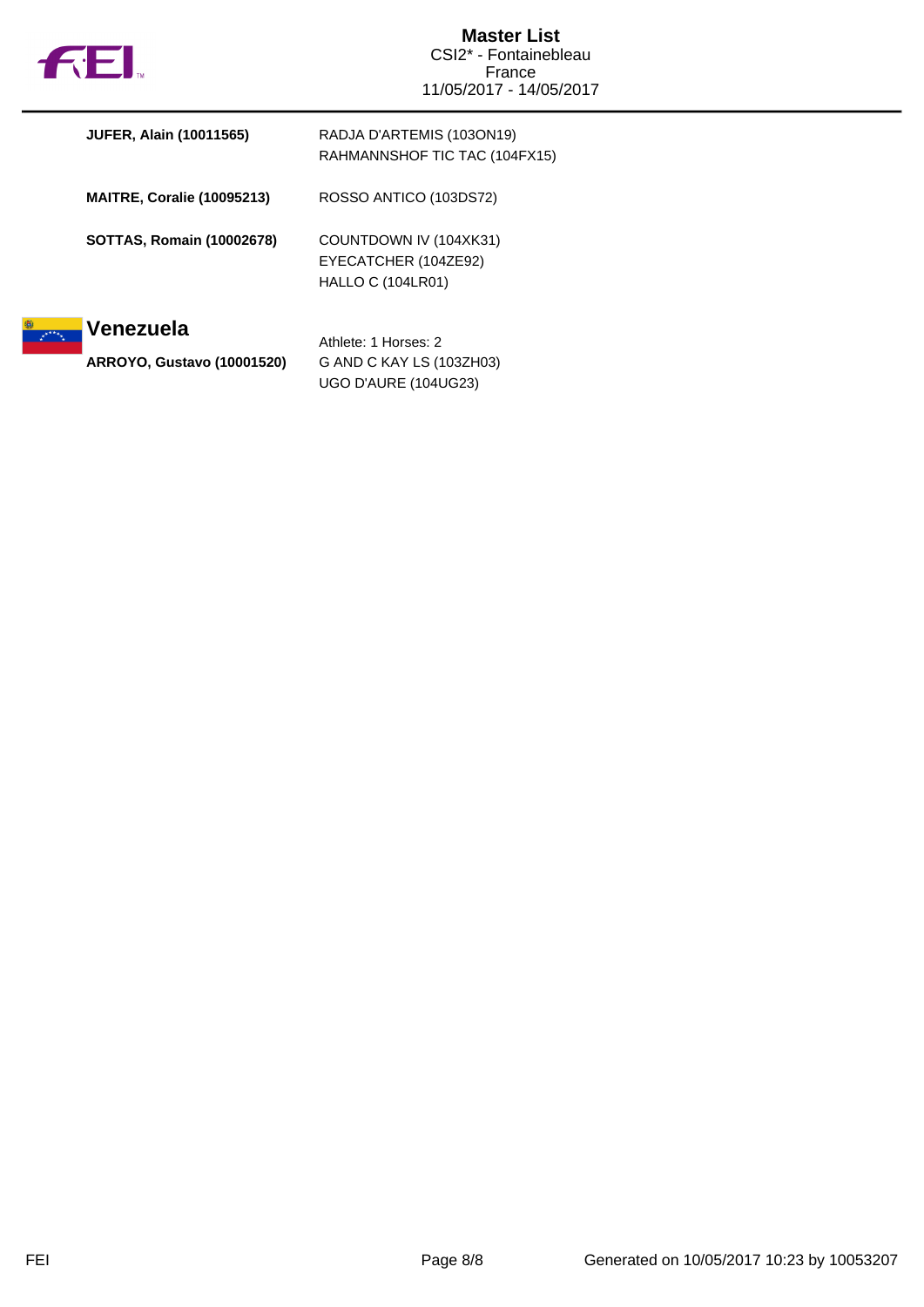| | |
|---|---|
| **JUFER, Alain (10011565)** | RADJA D'ARTEMIS (103ON19) |
| | RAHMANNSHOF TIC TAC (104FX15) |
| **MAITRE, Coralie (10095213)** | ROSSO ANTICO (103DS72) |
| **SOTTAS, Romain (10002678)** | COUNTDOWN IV (104XK31) |
| | EYECATCHER (104ZE92) |
| | HALLO C (104LR01) |

## Venezuela

Athlete: 1 Horses: 2

| | |
|---|---|
| **ARROYO, Gustavo (10001520)** | G AND C KAY LS (103ZH03) |
| | UGO D'AURE (104UG23) |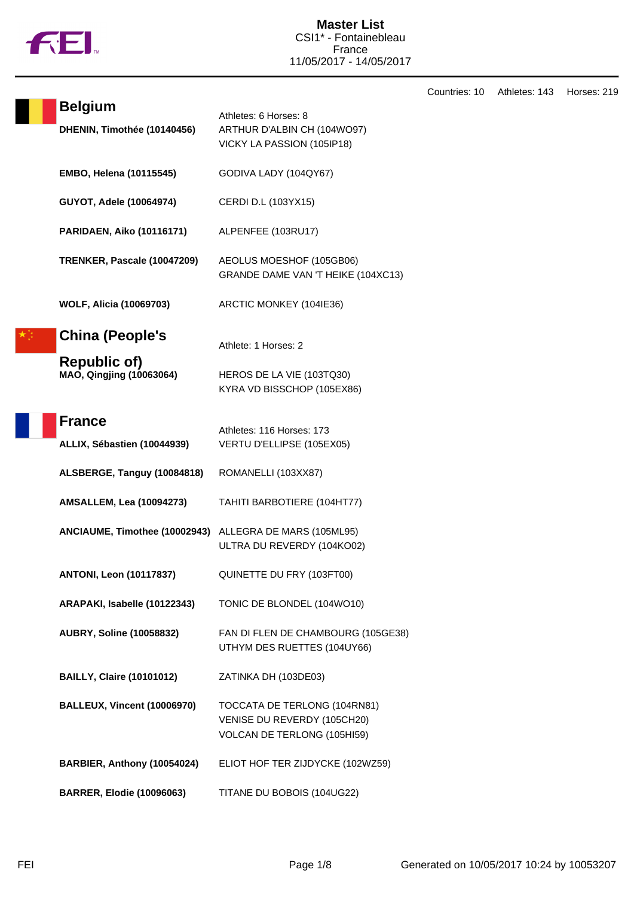# Master List

CSI1* - Fontainebleau
France
11/05/2017 - 14/05/2017

Countries: 10 Athletes: 143 Horses: 219

## Belgium

Athletes: 6 Horses: 8

| Athlete | Horses |
|---|---|
| **DHENIN, Timothée (10140456)** | ARTHUR D'ALBIN CH (104WO97)<br>VICKY LA PASSION (105IP18) |
| **EMBO, Helena (10115545)** | GODIVA LADY (104QY67) |
| **GUYOT, Adele (10064974)** | CERDI D.L (103YX15) |
| **PARIDAEN, Aiko (10116171)** | ALPENFEE (103RU17) |
| **TRENKER, Pascale (10047209)** | AEOLUS MOESHOF (105GB06)<br>GRANDE DAME VAN 'T HEIKE (104XC13) |
| **WOLF, Alicia (10069703)** | ARCTIC MONKEY (104IE36) |

## China (People's Republic of)

Athlete: 1 Horses: 2

| Athlete | Horses |
|---|---|
| **MAO, Qingjing (10063064)** | HEROS DE LA VIE (103TQ30)<br>KYRA VD BISSCHOP (105EX86) |

## France

Athletes: 116 Horses: 173

| Athlete | Horses |
|---|---|
| **ALLIX, Sébastien (10044939)** | VERTU D'ELLIPSE (105EX05) |
| **ALSBERGE, Tanguy (10084818)** | ROMANELLI (103XX87) |
| **AMSALLEM, Lea (10094273)** | TAHITI BARBOTIERE (104HT77) |
| **ANCIAUME, Timothee (10002943)** | ALLEGRA DE MARS (105ML95)<br>ULTRA DU REVERDY (104KO02) |
| **ANTONI, Leon (10117837)** | QUINETTE DU FRY (103FT00) |
| **ARAPAKI, Isabelle (10122343)** | TONIC DE BLONDEL (104WO10) |
| **AUBRY, Soline (10058832)** | FAN DI FLEN DE CHAMBOURG (105GE38)<br>UTHYM DES RUETTES (104UY66) |
| **BAILLY, Claire (10101012)** | ZATINKA DH (103DE03) |
| **BALLEUX, Vincent (10006970)** | TOCCATA DE TERLONG (104RN81)<br>VENISE DU REVERDY (105CH20)<br>VOLCAN DE TERLONG (105HI59) |
| **BARBIER, Anthony (10054024)** | ELIOT HOF TER ZIJDYCKE (102WZ59) |
| **BARRER, Elodie (10096063)** | TITANE DU BOBOIS (104UG22) |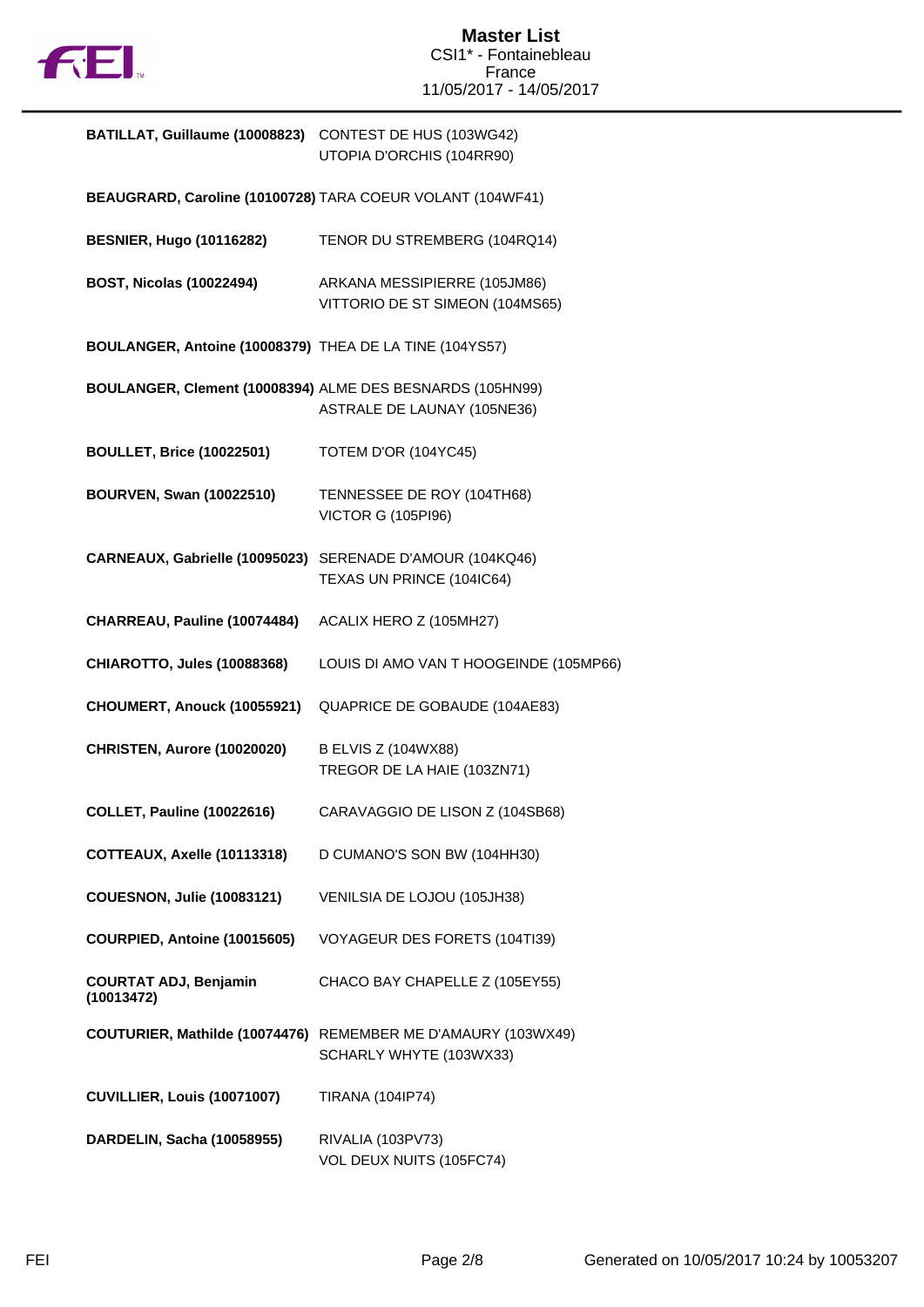# Master List

CSI1* - Fontainebleau
France
11/05/2017 - 14/05/2017

| | |
|---|---|
| **BATILLAT, Guillaume (10008823)** | CONTEST DE HUS (103WG42)<br>UTOPIA D'ORCHIS (104RR90) |
| **BEAUGRARD, Caroline (10100728)** | TARA COEUR VOLANT (104WF41) |
| **BESNIER, Hugo (10116282)** | TENOR DU STREMBERG (104RQ14) |
| **BOST, Nicolas (10022494)** | ARKANA MESSIPIERRE (105JM86)<br>VITTORIO DE ST SIMEON (104MS65) |
| **BOULANGER, Antoine (10008379)** | THEA DE LA TINE (104YS57) |
| **BOULANGER, Clement (10008394)** | ALME DES BESNARDS (105HN99)<br>ASTRALE DE LAUNAY (105NE36) |
| **BOULLET, Brice (10022501)** | TOTEM D'OR (104YC45) |
| **BOURVEN, Swan (10022510)** | TENNESSEE DE ROY (104TH68)<br>VICTOR G (105PI96) |
| **CARNEAUX, Gabrielle (10095023)** | SERENADE D'AMOUR (104KQ46)<br>TEXAS UN PRINCE (104IC64) |
| **CHARREAU, Pauline (10074484)** | ACALIX HERO Z (105MH27) |
| **CHIAROTTO, Jules (10088368)** | LOUIS DI AMO VAN T HOOGEINDE (105MP66) |
| **CHOUMERT, Anouck (10055921)** | QUAPRICE DE GOBAUDE (104AE83) |
| **CHRISTEN, Aurore (10020020)** | B ELVIS Z (104WX88)<br>TREGOR DE LA HAIE (103ZN71) |
| **COLLET, Pauline (10022616)** | CARAVAGGIO DE LISON Z (104SB68) |
| **COTTEAUX, Axelle (10113318)** | D CUMANO'S SON BW (104HH30) |
| **COUESNON, Julie (10083121)** | VENILSIA DE LOJOU (105JH38) |
| **COURPIED, Antoine (10015605)** | VOYAGEUR DES FORETS (104TI39) |
| **COURTAT ADJ, Benjamin (10013472)** | CHACO BAY CHAPELLE Z (105EY55) |
| **COUTURIER, Mathilde (10074476)** | REMEMBER ME D'AMAURY (103WX49)<br>SCHARLY WHYTE (103WX33) |
| **CUVILLIER, Louis (10071007)** | TIRANA (104IP74) |
| **DARDELIN, Sacha (10058955)** | RIVALIA (103PV73)<br>VOL DEUX NUITS (105FC74) |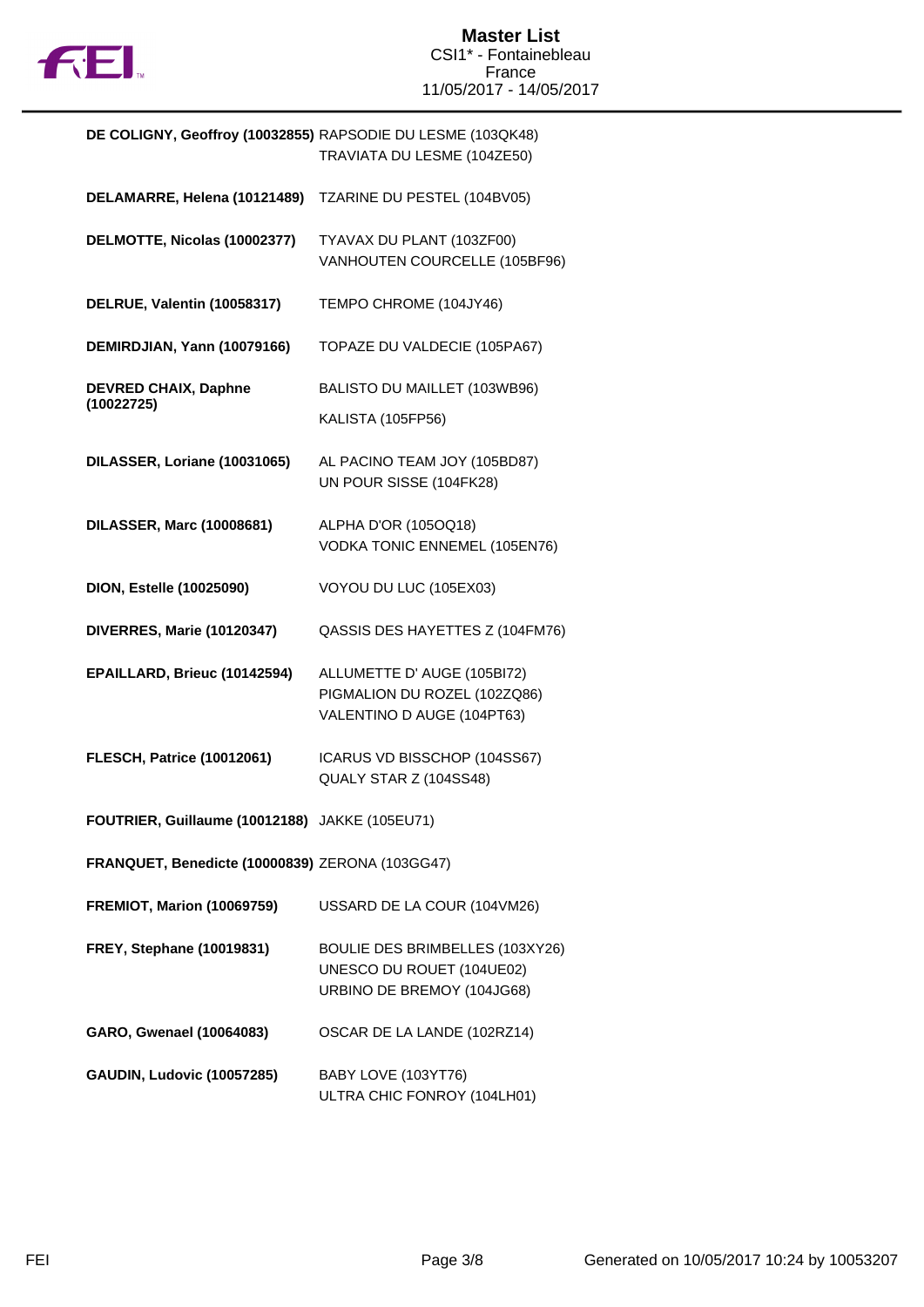## Master List
CSI1* - Fontainebleau
France
11/05/2017 - 14/05/2017

| Rider | Horses |
|---|---|
| **DE COLIGNY, Geoffroy (10032855)** | RAPSODIE DU LESME (103QK48)<br>TRAVIATA DU LESME (104ZE50) |
| **DELAMARRE, Helena (10121489)** | TZARINE DU PESTEL (104BV05) |
| **DELMOTTE, Nicolas (10002377)** | TYAVAX DU PLANT (103ZF00)<br>VANHOUTEN COURCELLE (105BF96) |
| **DELRUE, Valentin (10058317)** | TEMPO CHROME (104JY46) |
| **DEMIRDJIAN, Yann (10079166)** | TOPAZE DU VALDECIE (105PA67) |
| **DEVRED CHAIX, Daphne (10022725)** | BALISTO DU MAILLET (103WB96)<br>KALISTA (105FP56) |
| **DILASSER, Loriane (10031065)** | AL PACINO TEAM JOY (105BD87)<br>UN POUR SISSE (104FK28) |
| **DILASSER, Marc (10008681)** | ALPHA D'OR (105OQ18)<br>VODKA TONIC ENNEMEL (105EN76) |
| **DION, Estelle (10025090)** | VOYOU DU LUC (105EX03) |
| **DIVERRES, Marie (10120347)** | QASSIS DES HAYETTES Z (104FM76) |
| **EPAILLARD, Brieuc (10142594)** | ALLUMETTE D' AUGE (105BI72)<br>PIGMALION DU ROZEL (102ZQ86)<br>VALENTINO D AUGE (104PT63) |
| **FLESCH, Patrice (10012061)** | ICARUS VD BISSCHOP (104SS67)<br>QUALY STAR Z (104SS48) |
| **FOUTRIER, Guillaume (10012188)** | JAKKE (105EU71) |
| **FRANQUET, Benedicte (10000839)** | ZERONA (103GG47) |
| **FREMIOT, Marion (10069759)** | USSARD DE LA COUR (104VM26) |
| **FREY, Stephane (10019831)** | BOULIE DES BRIMBELLES (103XY26)<br>UNESCO DU ROUET (104UE02)<br>URBINO DE BREMOY (104JG68) |
| **GARO, Gwenael (10064083)** | OSCAR DE LA LANDE (102RZ14) |
| **GAUDIN, Ludovic (10057285)** | BABY LOVE (103YT76)<br>ULTRA CHIC FONROY (104LH01) |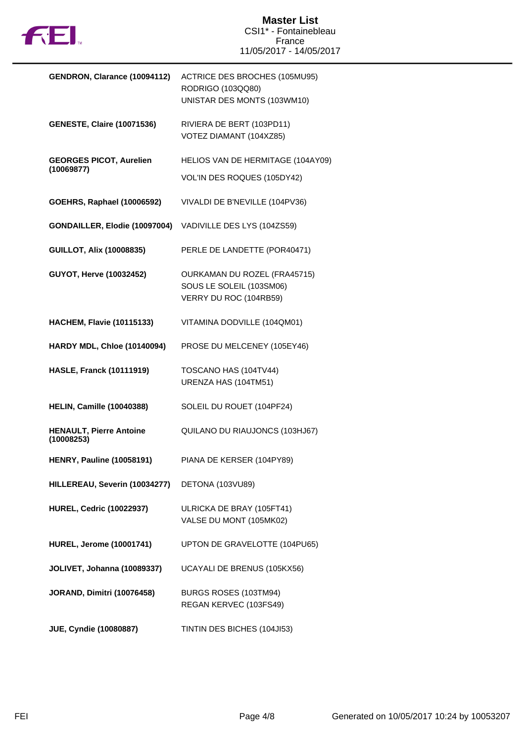# Master List

CSI1* - Fontainebleau
France
11/05/2017 - 14/05/2017

| Rider | Horses |
|---|---|
| **GENDRON, Clarance (10094112)** | ACTRICE DES BROCHES (105MU95)<br>RODRIGO (103QQ80)<br>UNISTAR DES MONTS (103WM10) |
| **GENESTE, Claire (10071536)** | RIVIERA DE BERT (103PD11)<br>VOTEZ DIAMANT (104XZ85) |
| **GEORGES PICOT, Aurelien (10069877)** | HELIOS VAN DE HERMITAGE (104AY09)<br>VOL'IN DES ROQUES (105DY42) |
| **GOEHRS, Raphael (10006592)** | VIVALDI DE B'NEVILLE (104PV36) |
| **GONDAILLER, Elodie (10097004)** | VADIVILLE DES LYS (104ZS59) |
| **GUILLOT, Alix (10008835)** | PERLE DE LANDETTE (POR40471) |
| **GUYOT, Herve (10032452)** | OURKAMAN DU ROZEL (FRA45715)<br>SOUS LE SOLEIL (103SM06)<br>VERRY DU ROC (104RB59) |
| **HACHEM, Flavie (10115133)** | VITAMINA DODVILLE (104QM01) |
| **HARDY MDL, Chloe (10140094)** | PROSE DU MELCENEY (105EY46) |
| **HASLE, Franck (10111919)** | TOSCANO HAS (104TV44)<br>URENZA HAS (104TM51) |
| **HELIN, Camille (10040388)** | SOLEIL DU ROUET (104PF24) |
| **HENAULT, Pierre Antoine (10008253)** | QUILANO DU RIAUJONCS (103HJ67) |
| **HENRY, Pauline (10058191)** | PIANA DE KERSER (104PY89) |
| **HILLEREAU, Severin (10034277)** | DETONA (103VU89) |
| **HUREL, Cedric (10022937)** | ULRICKA DE BRAY (105FT41)<br>VALSE DU MONT (105MK02) |
| **HUREL, Jerome (10001741)** | UPTON DE GRAVELOTTE (104PU65) |
| **JOLIVET, Johanna (10089337)** | UCAYALI DE BRENUS (105KX56) |
| **JORAND, Dimitri (10076458)** | BURGS ROSES (103TM94)<br>REGAN KERVEC (103FS49) |
| **JUE, Cyndie (10080887)** | TINTIN DES BICHES (104JI53) |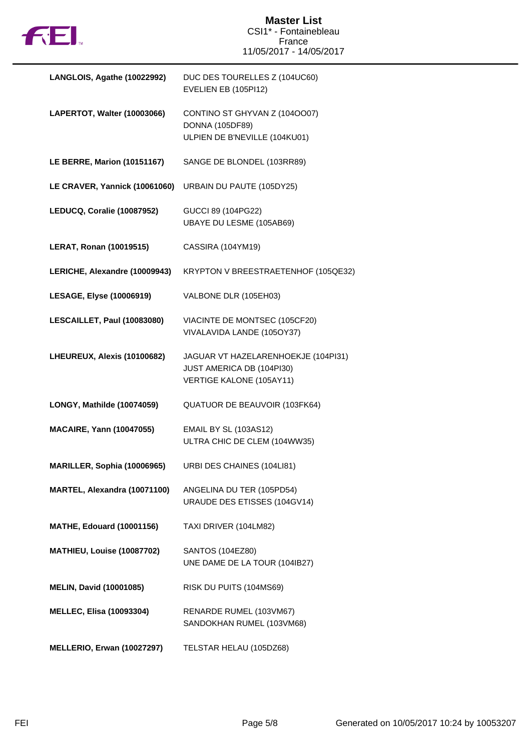| | |
|---|---|
| **LANGLOIS, Agathe (10022992)** | DUC DES TOURELLES Z (104UC60)<br>EVELIEN EB (105PI12) |
| **LAPERTOT, Walter (10003066)** | CONTINO ST GHYVAN Z (104OO07)<br>DONNA (105DF89)<br>ULPIEN DE B'NEVILLE (104KU01) |
| **LE BERRE, Marion (10151167)** | SANGE DE BLONDEL (103RR89) |
| **LE CRAVER, Yannick (10061060)** | URBAIN DU PAUTE (105DY25) |
| **LEDUCQ, Coralie (10087952)** | GUCCI 89 (104PG22)<br>UBAYE DU LESME (105AB69) |
| **LERAT, Ronan (10019515)** | CASSIRA (104YM19) |
| **LERICHE, Alexandre (10009943)** | KRYPTON V BREESTRAETENHOF (105QE32) |
| **LESAGE, Elyse (10006919)** | VALBONE DLR (105EH03) |
| **LESCAILLET, Paul (10083080)** | VIACINTE DE MONTSEC (105CF20)<br>VIVALAVIDA LANDE (105OY37) |
| **LHEUREUX, Alexis (10100682)** | JAGUAR VT HAZELARENHOEKJE (104PI31)<br>JUST AMERICA DB (104PI30)<br>VERTIGE KALONE (105AY11) |
| **LONGY, Mathilde (10074059)** | QUATUOR DE BEAUVOIR (103FK64) |
| **MACAIRE, Yann (10047055)** | EMAIL BY SL (103AS12)<br>ULTRA CHIC DE CLEM (104WW35) |
| **MARILLER, Sophia (10006965)** | URBI DES CHAINES (104LI81) |
| **MARTEL, Alexandra (10071100)** | ANGELINA DU TER (105PD54)<br>URAUDE DES ETISSES (104GV14) |
| **MATHE, Edouard (10001156)** | TAXI DRIVER (104LM82) |
| **MATHIEU, Louise (10087702)** | SANTOS (104EZ80)<br>UNE DAME DE LA TOUR (104IB27) |
| **MELIN, David (10001085)** | RISK DU PUITS (104MS69) |
| **MELLEC, Elisa (10093304)** | RENARDE RUMEL (103VM67)<br>SANDOKHAN RUMEL (103VM68) |
| **MELLERIO, Erwan (10027297)** | TELSTAR HELAU (105DZ68) |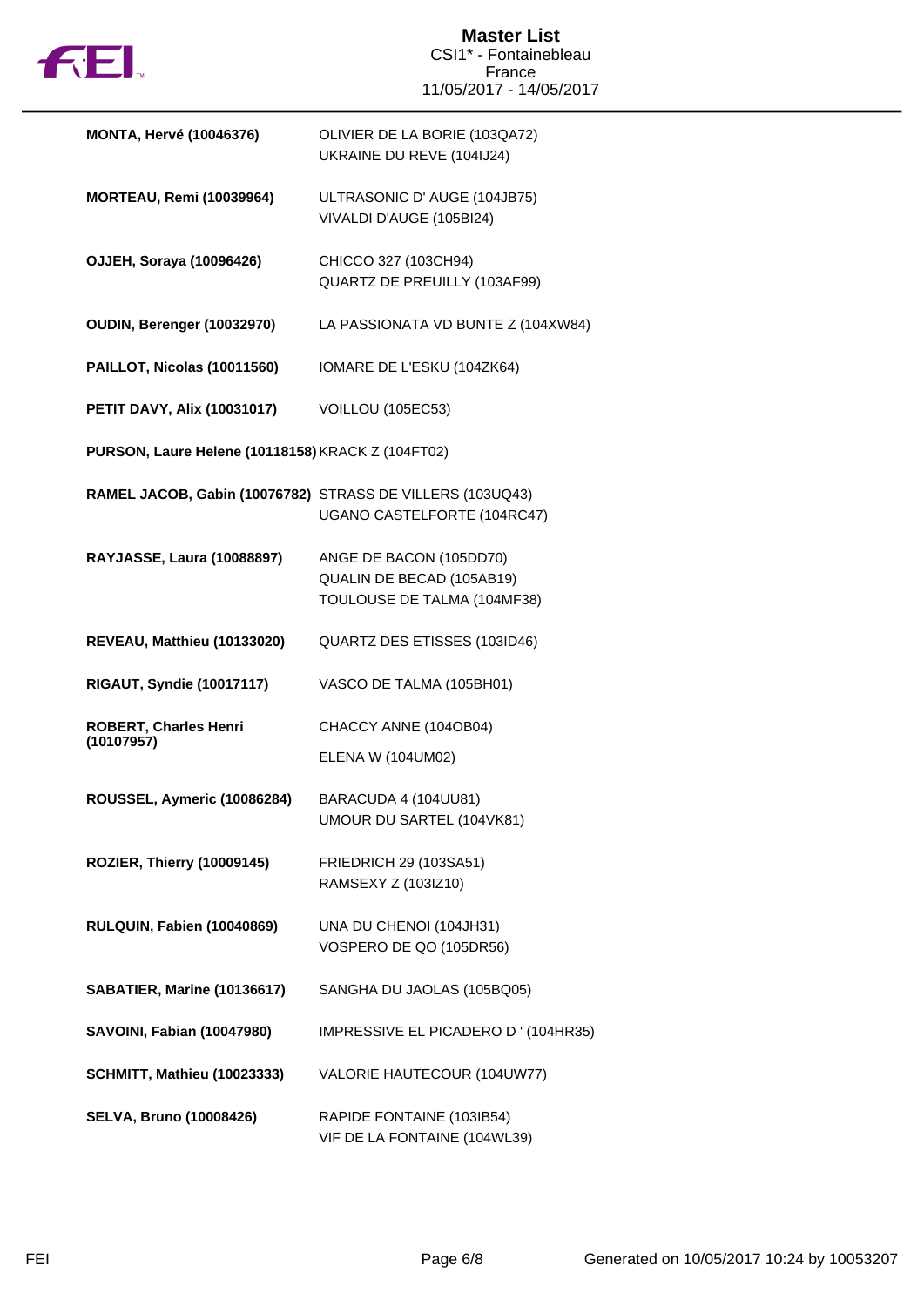| Rider | Horses |
|---|---|
| **MONTA, Hervé (10046376)** | OLIVIER DE LA BORIE (103QA72)<br>UKRAINE DU REVE (104IJ24) |
| **MORTEAU, Remi (10039964)** | ULTRASONIC D' AUGE (104JB75)<br>VIVALDI D'AUGE (105BI24) |
| **OJJEH, Soraya (10096426)** | CHICCO 327 (103CH94)<br>QUARTZ DE PREUILLY (103AF99) |
| **OUDIN, Berenger (10032970)** | LA PASSIONATA VD BUNTE Z (104XW84) |
| **PAILLOT, Nicolas (10011560)** | IOMARE DE L'ESKU (104ZK64) |
| **PETIT DAVY, Alix (10031017)** | VOILLOU (105EC53) |
| **PURSON, Laure Helene (10118158)** | KRACK Z (104FT02) |
| **RAMEL JACOB, Gabin (10076782)** | STRASS DE VILLERS (103UQ43)<br>UGANO CASTELFORTE (104RC47) |
| **RAYJASSE, Laura (10088897)** | ANGE DE BACON (105DD70)<br>QUALIN DE BECAD (105AB19)<br>TOULOUSE DE TALMA (104MF38) |
| **REVEAU, Matthieu (10133020)** | QUARTZ DES ETISSES (103ID46) |
| **RIGAUT, Syndie (10017117)** | VASCO DE TALMA (105BH01) |
| **ROBERT, Charles Henri (10107957)** | CHACCY ANNE (104OB04)<br>ELENA W (104UM02) |
| **ROUSSEL, Aymeric (10086284)** | BARACUDA 4 (104UU81)<br>UMOUR DU SARTEL (104VK81) |
| **ROZIER, Thierry (10009145)** | FRIEDRICH 29 (103SA51)<br>RAMSEXY Z (103IZ10) |
| **RULQUIN, Fabien (10040869)** | UNA DU CHENOI (104JH31)<br>VOSPERO DE QO (105DR56) |
| **SABATIER, Marine (10136617)** | SANGHA DU JAOLAS (105BQ05) |
| **SAVOINI, Fabian (10047980)** | IMPRESSIVE EL PICADERO D ' (104HR35) |
| **SCHMITT, Mathieu (10023333)** | VALORIE HAUTECOUR (104UW77) |
| **SELVA, Bruno (10008426)** | RAPIDE FONTAINE (103IB54)<br>VIF DE LA FONTAINE (104WL39) |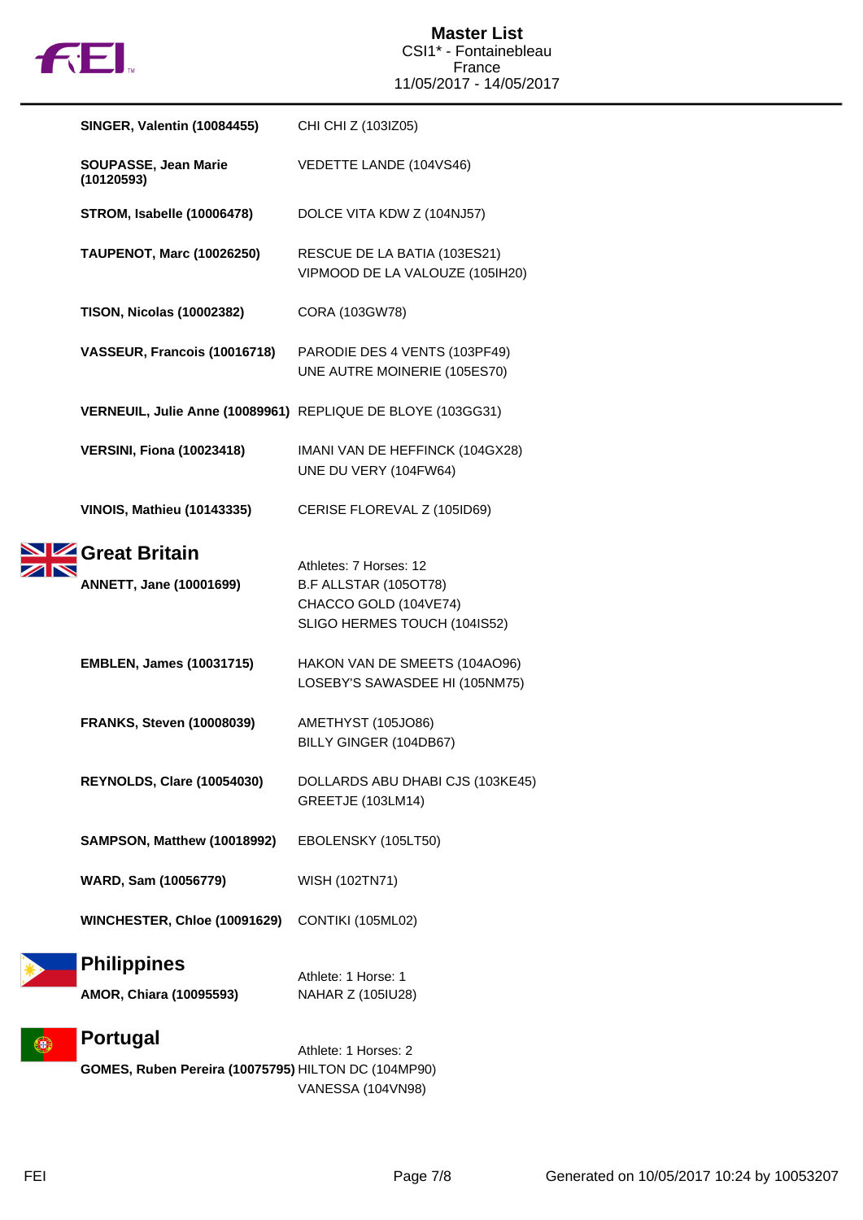| | |
|---|---|
| **SINGER, Valentin (10084455)** | CHI CHI Z (103IZ05) |
| **SOUPASSE, Jean Marie (10120593)** | VEDETTE LANDE (104VS46) |
| **STROM, Isabelle (10006478)** | DOLCE VITA KDW Z (104NJ57) |
| **TAUPENOT, Marc (10026250)** | RESCUE DE LA BATIA (103ES21)<br>VIPMOOD DE LA VALOUZE (105IH20) |
| **TISON, Nicolas (10002382)** | CORA (103GW78) |
| **VASSEUR, Francois (10016718)** | PARODIE DES 4 VENTS (103PF49)<br>UNE AUTRE MOINERIE (105ES70) |
| **VERNEUIL, Julie Anne (10089961)** | REPLIQUE DE BLOYE (103GG31) |
| **VERSINI, Fiona (10023418)** | IMANI VAN DE HEFFINCK (104GX28)<br>UNE DU VERY (104FW64) |
| **VINOIS, Mathieu (10143335)** | CERISE FLOREVAL Z (105ID69) |

## Great Britain

Athletes: 7 Horses: 12

| | |
|---|---|
| **ANNETT, Jane (10001699)** | B.F ALLSTAR (105OT78)<br>CHACCO GOLD (104VE74)<br>SLIGO HERMES TOUCH (104IS52) |
| **EMBLEN, James (10031715)** | HAKON VAN DE SMEETS (104AO96)<br>LOSEBY'S SAWASDEE HI (105NM75) |
| **FRANKS, Steven (10008039)** | AMETHYST (105JO86)<br>BILLY GINGER (104DB67) |
| **REYNOLDS, Clare (10054030)** | DOLLARDS ABU DHABI CJS (103KE45)<br>GREETJE (103LM14) |
| **SAMPSON, Matthew (10018992)** | EBOLENSKY (105LT50) |
| **WARD, Sam (10056779)** | WISH (102TN71) |
| **WINCHESTER, Chloe (10091629)** | CONTIKI (105ML02) |

## Philippines

Athlete: 1 Horse: 1

| | |
|---|---|
| **AMOR, Chiara (10095593)** | NAHAR Z (105IU28) |

## Portugal

Athlete: 1 Horses: 2

| | |
|---|---|
| **GOMES, Ruben Pereira (10075795)** | HILTON DC (104MP90)<br>VANESSA (104VN98) |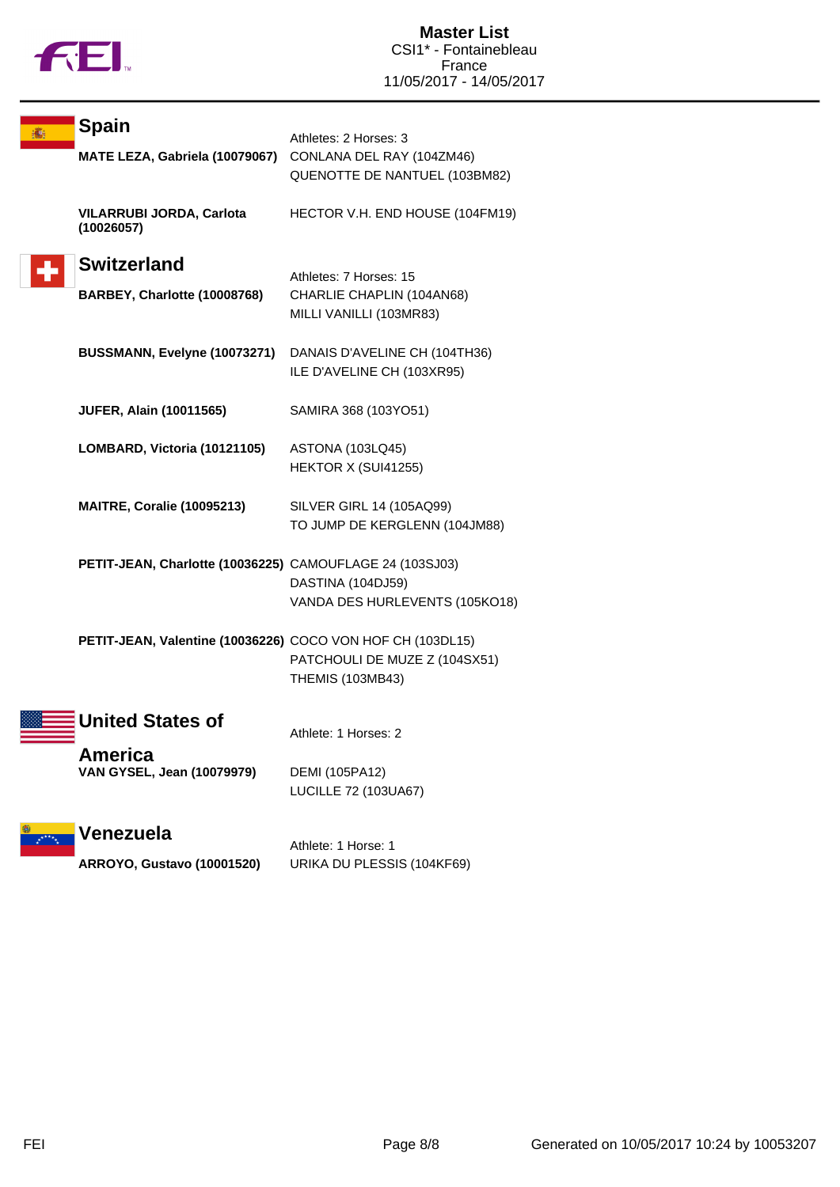**Master List**
CSI1* - Fontainebleau
France
11/05/2017 - 14/05/2017

## Spain

Athletes: 2 Horses: 3

| | |
|---|---|
| **MATE LEZA, Gabriela (10079067)** | CONLANA DEL RAY (104ZM46)<br>QUENOTTE DE NANTUEL (103BM82) |
| **VILARRUBI JORDA, Carlota (10026057)** | HECTOR V.H. END HOUSE (104FM19) |

## Switzerland

Athletes: 7 Horses: 15

| | |
|---|---|
| **BARBEY, Charlotte (10008768)** | CHARLIE CHAPLIN (104AN68)<br>MILLI VANILLI (103MR83) |
| **BUSSMANN, Evelyne (10073271)** | DANAIS D'AVELINE CH (104TH36)<br>ILE D'AVELINE CH (103XR95) |
| **JUFER, Alain (10011565)** | SAMIRA 368 (103YO51) |
| **LOMBARD, Victoria (10121105)** | ASTONA (103LQ45)<br>HEKTOR X (SUI41255) |
| **MAITRE, Coralie (10095213)** | SILVER GIRL 14 (105AQ99)<br>TO JUMP DE KERGLENN (104JM88) |
| **PETIT-JEAN, Charlotte (10036225)** | CAMOUFLAGE 24 (103SJ03)<br>DASTINA (104DJ59)<br>VANDA DES HURLEVENTS (105KO18) |
| **PETIT-JEAN, Valentine (10036226)** | COCO VON HOF CH (103DL15)<br>PATCHOULI DE MUZE Z (104SX51)<br>THEMIS (103MB43) |

## United States of America

Athlete: 1 Horses: 2

| | |
|---|---|
| **VAN GYSEL, Jean (10079979)** | DEMI (105PA12)<br>LUCILLE 72 (103UA67) |

## Venezuela

Athlete: 1 Horse: 1

| | |
|---|---|
| **ARROYO, Gustavo (10001520)** | URIKA DU PLESSIS (104KF69) |

Generated on 10/05/2017 10:24 by 10053207